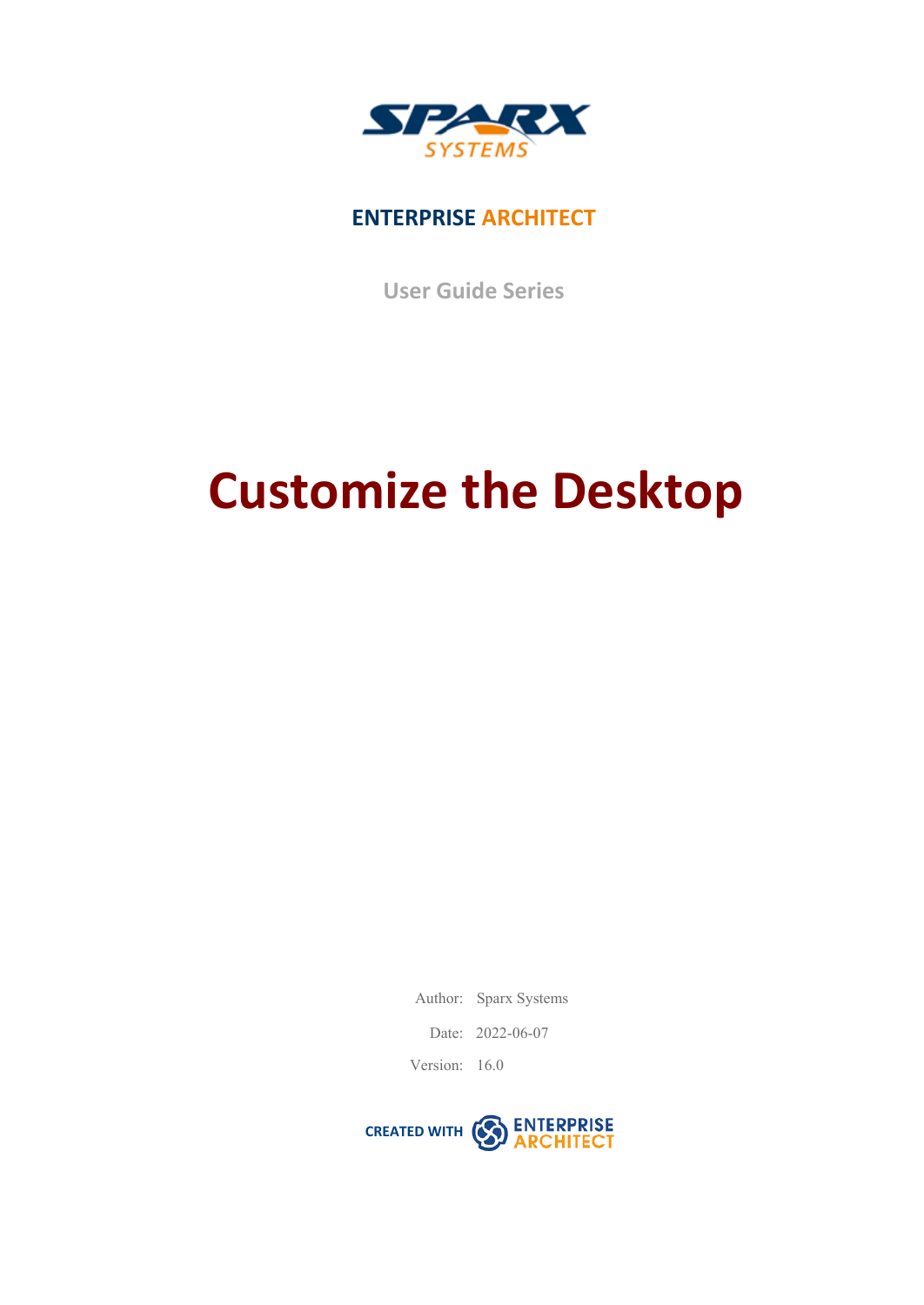**ENTERPRISE ARCHITECT**

**User Guide Series**

# Customize the Desktop

Author: Sparx Systems

Date: 2022-06-07

Version: 16.0

CREATED WITH ENTERPRISE ARCHITECT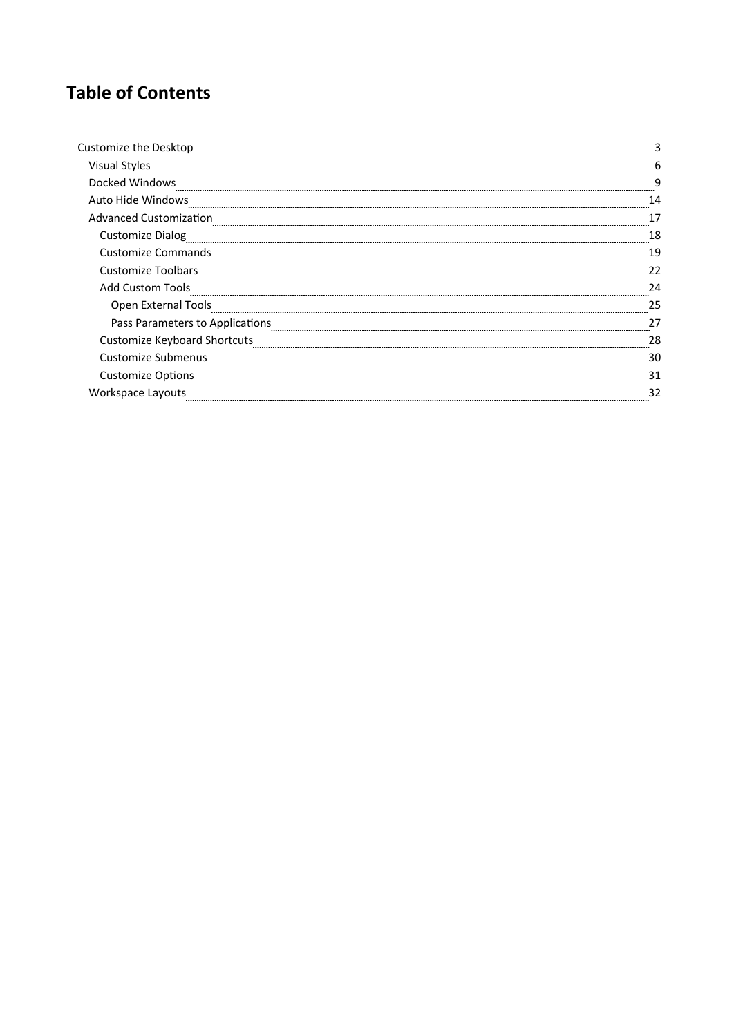# Table of Contents

- Customize the Desktop ... 3
  - Visual Styles ... 6
  - Docked Windows ... 9
  - Auto Hide Windows ... 14
  - Advanced Customization ... 17
    - Customize Dialog ... 18
    - Customize Commands ... 19
    - Customize Toolbars ... 22
    - Add Custom Tools ... 24
      - Open External Tools ... 25
      - Pass Parameters to Applications ... 27
    - Customize Keyboard Shortcuts ... 28
    - Customize Submenus ... 30
    - Customize Options ... 31
  - Workspace Layouts ... 32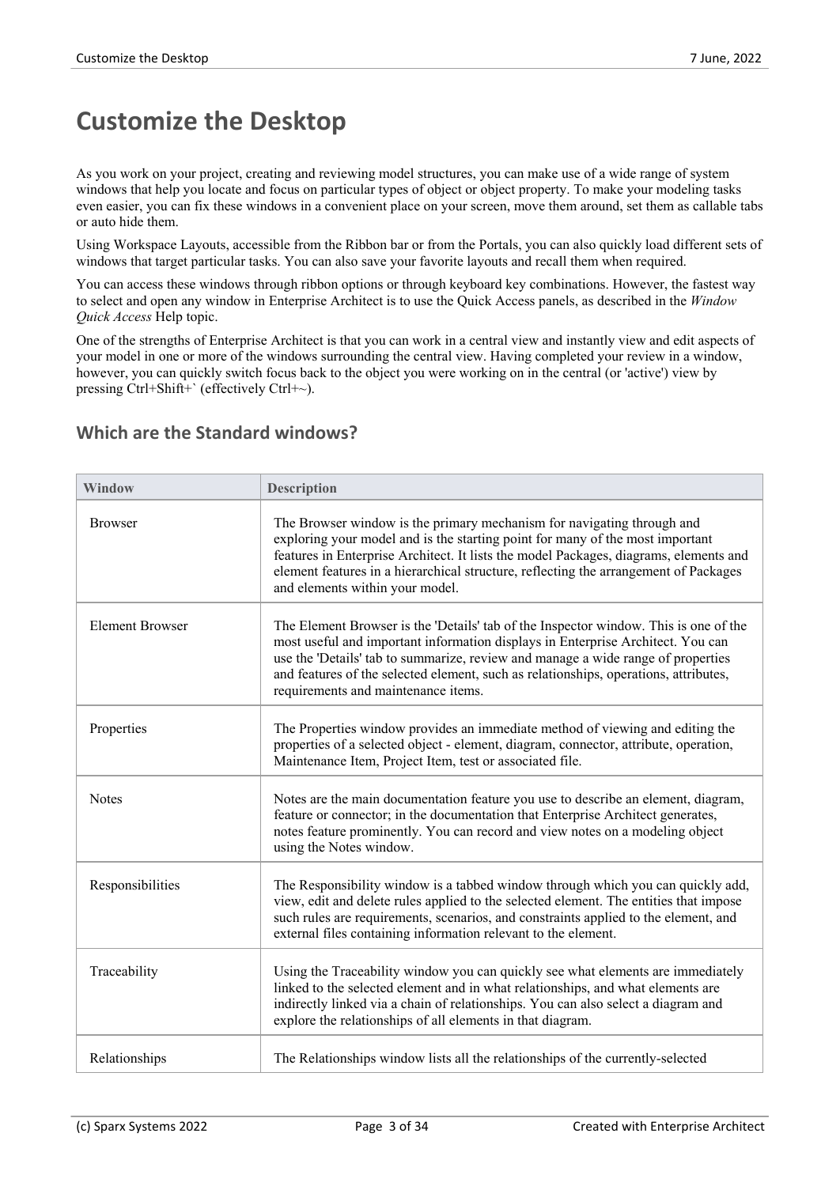# Customize the Desktop

As you work on your project, creating and reviewing model structures, you can make use of a wide range of system windows that help you locate and focus on particular types of object or object property. To make your modeling tasks even easier, you can fix these windows in a convenient place on your screen, move them around, set them as callable tabs or auto hide them.

Using Workspace Layouts, accessible from the Ribbon bar or from the Portals, you can also quickly load different sets of windows that target particular tasks. You can also save your favorite layouts and recall them when required.

You can access these windows through ribbon options or through keyboard key combinations. However, the fastest way to select and open any window in Enterprise Architect is to use the Quick Access panels, as described in the *Window Quick Access* Help topic.

One of the strengths of Enterprise Architect is that you can work in a central view and instantly view and edit aspects of your model in one or more of the windows surrounding the central view. Having completed your review in a window, however, you can quickly switch focus back to the object you were working on in the central (or 'active') view by pressing Ctrl+Shift+` (effectively Ctrl+~).

## Which are the Standard windows?

| Window | Description |
|---|---|
| Browser | The Browser window is the primary mechanism for navigating through and exploring your model and is the starting point for many of the most important features in Enterprise Architect. It lists the model Packages, diagrams, elements and element features in a hierarchical structure, reflecting the arrangement of Packages and elements within your model. |
| Element Browser | The Element Browser is the 'Details' tab of the Inspector window. This is one of the most useful and important information displays in Enterprise Architect. You can use the 'Details' tab to summarize, review and manage a wide range of properties and features of the selected element, such as relationships, operations, attributes, requirements and maintenance items. |
| Properties | The Properties window provides an immediate method of viewing and editing the properties of a selected object - element, diagram, connector, attribute, operation, Maintenance Item, Project Item, test or associated file. |
| Notes | Notes are the main documentation feature you use to describe an element, diagram, feature or connector; in the documentation that Enterprise Architect generates, notes feature prominently. You can record and view notes on a modeling object using the Notes window. |
| Responsibilities | The Responsibility window is a tabbed window through which you can quickly add, view, edit and delete rules applied to the selected element. The entities that impose such rules are requirements, scenarios, and constraints applied to the element, and external files containing information relevant to the element. |
| Traceability | Using the Traceability window you can quickly see what elements are immediately linked to the selected element and in what relationships, and what elements are indirectly linked via a chain of relationships. You can also select a diagram and explore the relationships of all elements in that diagram. |
| Relationships | The Relationships window lists all the relationships of the currently-selected |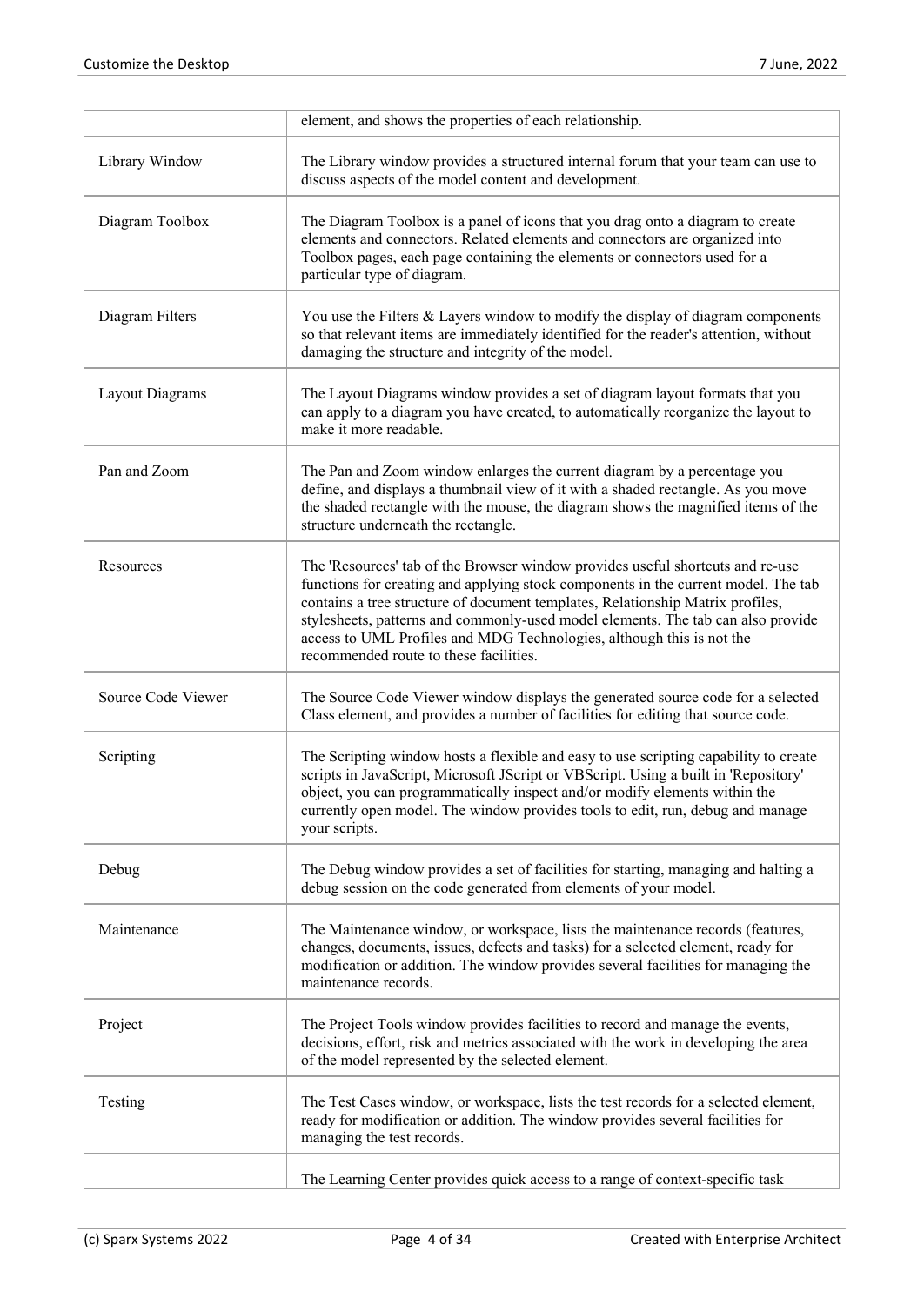| | |
|---|---|
| | element, and shows the properties of each relationship. |
| Library Window | The Library window provides a structured internal forum that your team can use to discuss aspects of the model content and development. |
| Diagram Toolbox | The Diagram Toolbox is a panel of icons that you drag onto a diagram to create elements and connectors. Related elements and connectors are organized into Toolbox pages, each page containing the elements or connectors used for a particular type of diagram. |
| Diagram Filters | You use the Filters & Layers window to modify the display of diagram components so that relevant items are immediately identified for the reader's attention, without damaging the structure and integrity of the model. |
| Layout Diagrams | The Layout Diagrams window provides a set of diagram layout formats that you can apply to a diagram you have created, to automatically reorganize the layout to make it more readable. |
| Pan and Zoom | The Pan and Zoom window enlarges the current diagram by a percentage you define, and displays a thumbnail view of it with a shaded rectangle. As you move the shaded rectangle with the mouse, the diagram shows the magnified items of the structure underneath the rectangle. |
| Resources | The 'Resources' tab of the Browser window provides useful shortcuts and re-use functions for creating and applying stock components in the current model. The tab contains a tree structure of document templates, Relationship Matrix profiles, stylesheets, patterns and commonly-used model elements. The tab can also provide access to UML Profiles and MDG Technologies, although this is not the recommended route to these facilities. |
| Source Code Viewer | The Source Code Viewer window displays the generated source code for a selected Class element, and provides a number of facilities for editing that source code. |
| Scripting | The Scripting window hosts a flexible and easy to use scripting capability to create scripts in JavaScript, Microsoft JScript or VBScript. Using a built in 'Repository' object, you can programmatically inspect and/or modify elements within the currently open model. The window provides tools to edit, run, debug and manage your scripts. |
| Debug | The Debug window provides a set of facilities for starting, managing and halting a debug session on the code generated from elements of your model. |
| Maintenance | The Maintenance window, or workspace, lists the maintenance records (features, changes, documents, issues, defects and tasks) for a selected element, ready for modification or addition. The window provides several facilities for managing the maintenance records. |
| Project | The Project Tools window provides facilities to record and manage the events, decisions, effort, risk and metrics associated with the work in developing the area of the model represented by the selected element. |
| Testing | The Test Cases window, or workspace, lists the test records for a selected element, ready for modification or addition. The window provides several facilities for managing the test records. |
| | The Learning Center provides quick access to a range of context-specific task |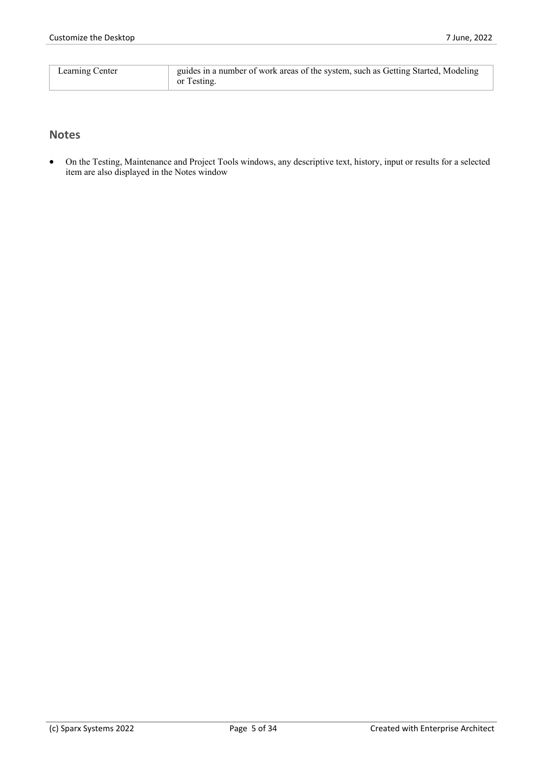| Learning Center | guides in a number of work areas of the system, such as Getting Started, Modeling or Testing. |
|---|---|

## Notes

- On the Testing, Maintenance and Project Tools windows, any descriptive text, history, input or results for a selected item are also displayed in the Notes window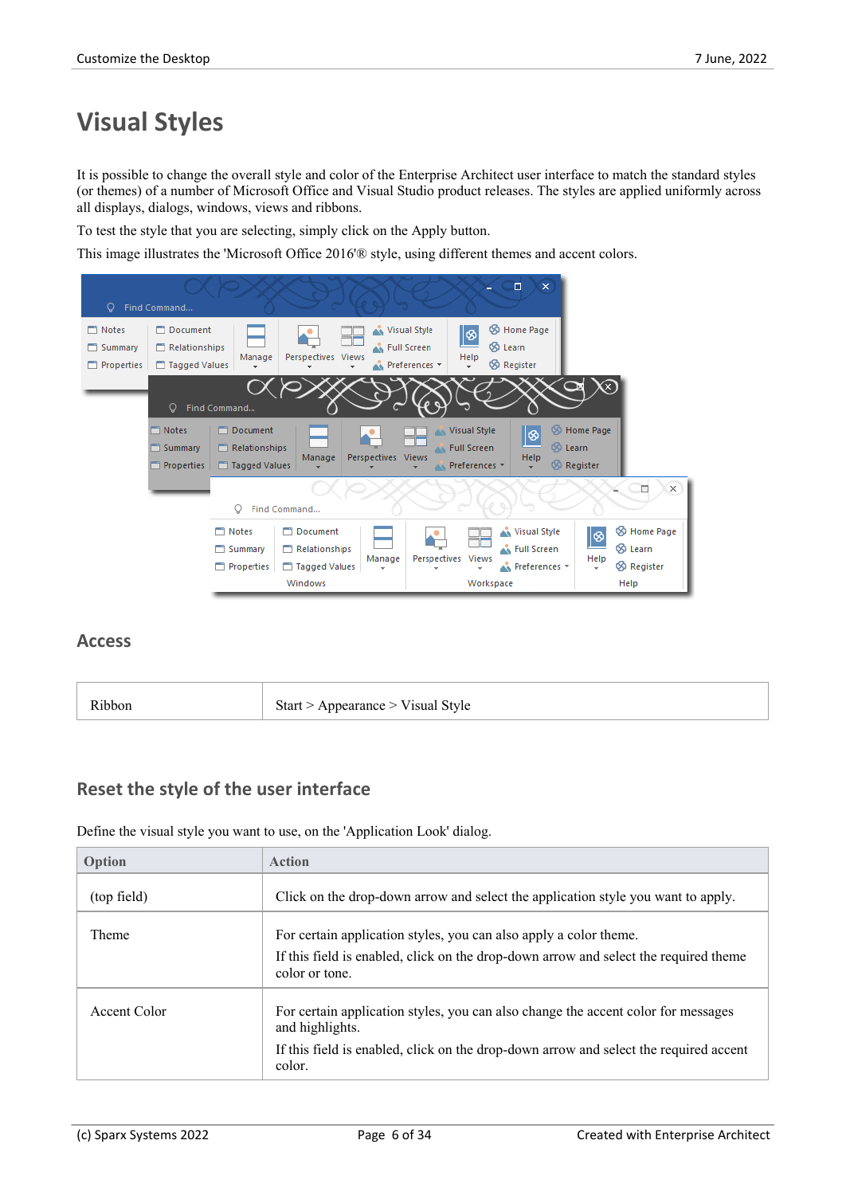# Visual Styles

It is possible to change the overall style and color of the Enterprise Architect user interface to match the standard styles (or themes) of a number of Microsoft Office and Visual Studio product releases. The styles are applied uniformly across all displays, dialogs, windows, views and ribbons.

To test the style that you are selecting, simply click on the Apply button.

This image illustrates the 'Microsoft Office 2016'® style, using different themes and accent colors.

## Access

| Ribbon | Start > Appearance > Visual Style |
|---|---|

## Reset the style of the user interface

Define the visual style you want to use, on the 'Application Look' dialog.

| Option | Action |
|---|---|
| (top field) | Click on the drop-down arrow and select the application style you want to apply. |
| Theme | For certain application styles, you can also apply a color theme.<br>If this field is enabled, click on the drop-down arrow and select the required theme color or tone. |
| Accent Color | For certain application styles, you can also change the accent color for messages and highlights.<br>If this field is enabled, click on the drop-down arrow and select the required accent color. |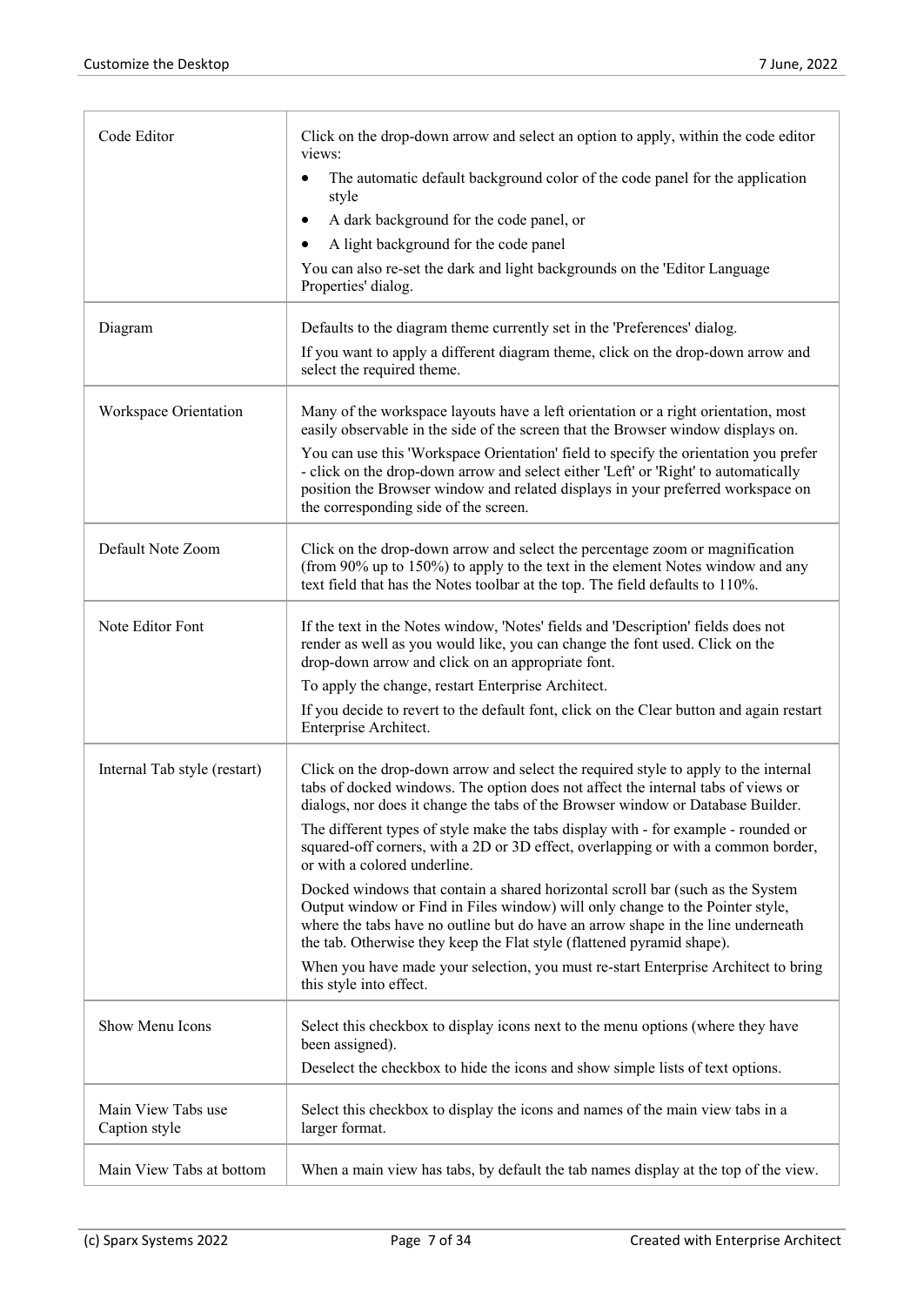| | |
|---|---|
| Code Editor | Click on the drop-down arrow and select an option to apply, within the code editor views:<br>• The automatic default background color of the code panel for the application style<br>• A dark background for the code panel, or<br>• A light background for the code panel<br>You can also re-set the dark and light backgrounds on the 'Editor Language Properties' dialog. |
| Diagram | Defaults to the diagram theme currently set in the 'Preferences' dialog.<br>If you want to apply a different diagram theme, click on the drop-down arrow and select the required theme. |
| Workspace Orientation | Many of the workspace layouts have a left orientation or a right orientation, most easily observable in the side of the screen that the Browser window displays on.<br>You can use this 'Workspace Orientation' field to specify the orientation you prefer - click on the drop-down arrow and select either 'Left' or 'Right' to automatically position the Browser window and related displays in your preferred workspace on the corresponding side of the screen. |
| Default Note Zoom | Click on the drop-down arrow and select the percentage zoom or magnification (from 90% up to 150%) to apply to the text in the element Notes window and any text field that has the Notes toolbar at the top. The field defaults to 110%. |
| Note Editor Font | If the text in the Notes window, 'Notes' fields and 'Description' fields does not render as well as you would like, you can change the font used. Click on the drop-down arrow and click on an appropriate font.<br>To apply the change, restart Enterprise Architect.<br>If you decide to revert to the default font, click on the Clear button and again restart Enterprise Architect. |
| Internal Tab style (restart) | Click on the drop-down arrow and select the required style to apply to the internal tabs of docked windows. The option does not affect the internal tabs of views or dialogs, nor does it change the tabs of the Browser window or Database Builder.<br>The different types of style make the tabs display with - for example - rounded or squared-off corners, with a 2D or 3D effect, overlapping or with a common border, or with a colored underline.<br>Docked windows that contain a shared horizontal scroll bar (such as the System Output window or Find in Files window) will only change to the Pointer style, where the tabs have no outline but do have an arrow shape in the line underneath the tab. Otherwise they keep the Flat style (flattened pyramid shape).<br>When you have made your selection, you must re-start Enterprise Architect to bring this style into effect. |
| Show Menu Icons | Select this checkbox to display icons next to the menu options (where they have been assigned).<br>Deselect the checkbox to hide the icons and show simple lists of text options. |
| Main View Tabs use Caption style | Select this checkbox to display the icons and names of the main view tabs in a larger format. |
| Main View Tabs at bottom | When a main view has tabs, by default the tab names display at the top of the view. |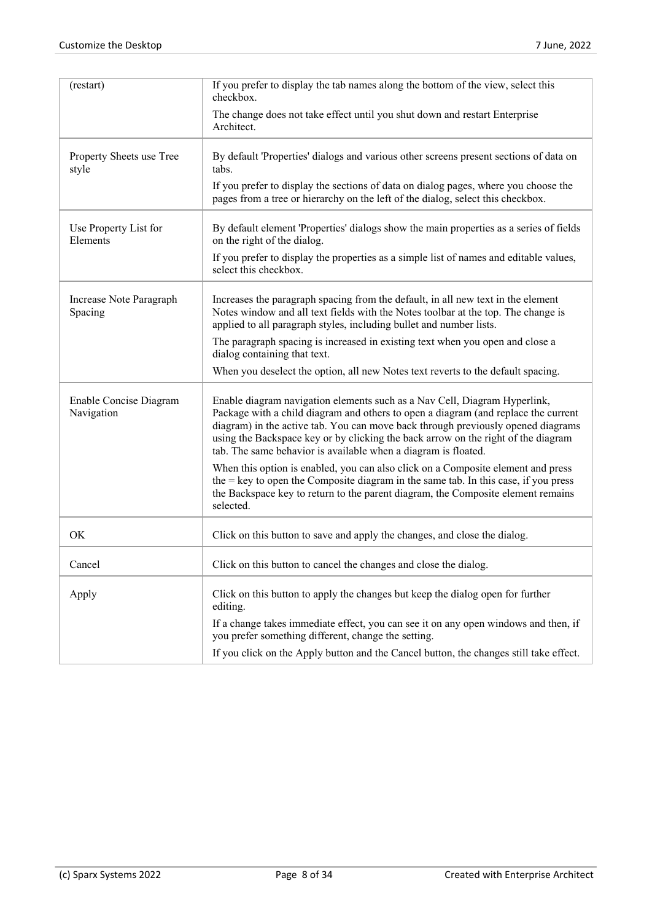| | |
|---|---|
| (restart) | If you prefer to display the tab names along the bottom of the view, select this checkbox.<br><br>The change does not take effect until you shut down and restart Enterprise Architect. |
| Property Sheets use Tree style | By default 'Properties' dialogs and various other screens present sections of data on tabs.<br><br>If you prefer to display the sections of data on dialog pages, where you choose the pages from a tree or hierarchy on the left of the dialog, select this checkbox. |
| Use Property List for Elements | By default element 'Properties' dialogs show the main properties as a series of fields on the right of the dialog.<br><br>If you prefer to display the properties as a simple list of names and editable values, select this checkbox. |
| Increase Note Paragraph Spacing | Increases the paragraph spacing from the default, in all new text in the element Notes window and all text fields with the Notes toolbar at the top. The change is applied to all paragraph styles, including bullet and number lists.<br><br>The paragraph spacing is increased in existing text when you open and close a dialog containing that text.<br><br>When you deselect the option, all new Notes text reverts to the default spacing. |
| Enable Concise Diagram Navigation | Enable diagram navigation elements such as a Nav Cell, Diagram Hyperlink, Package with a child diagram and others to open a diagram (and replace the current diagram) in the active tab. You can move back through previously opened diagrams using the Backspace key or by clicking the back arrow on the right of the diagram tab. The same behavior is available when a diagram is floated.<br><br>When this option is enabled, you can also click on a Composite element and press the = key to open the Composite diagram in the same tab. In this case, if you press the Backspace key to return to the parent diagram, the Composite element remains selected. |
| OK | Click on this button to save and apply the changes, and close the dialog. |
| Cancel | Click on this button to cancel the changes and close the dialog. |
| Apply | Click on this button to apply the changes but keep the dialog open for further editing.<br><br>If a change takes immediate effect, you can see it on any open windows and then, if you prefer something different, change the setting.<br><br>If you click on the Apply button and the Cancel button, the changes still take effect. |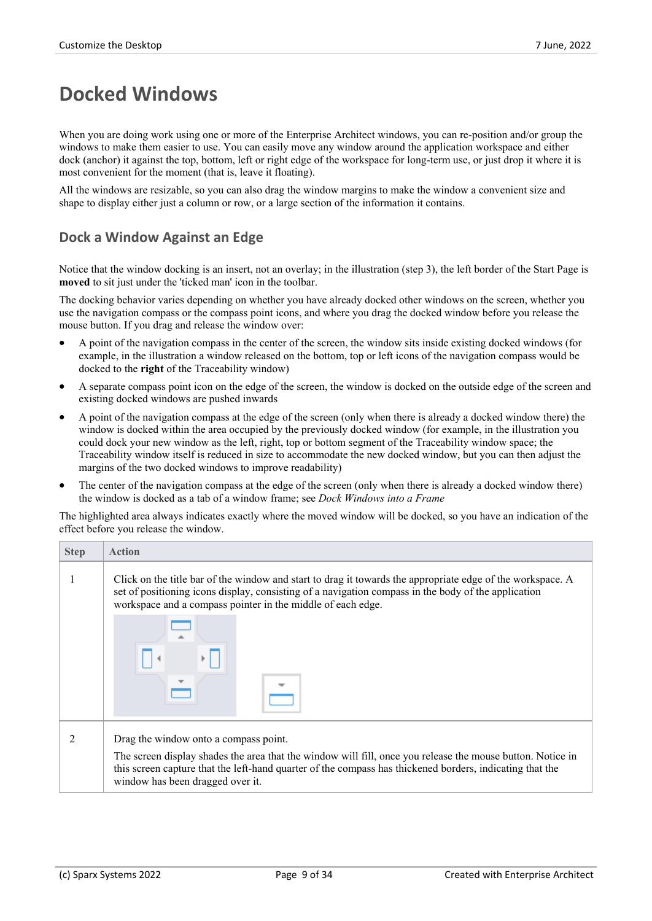# Docked Windows

When you are doing work using one or more of the Enterprise Architect windows, you can re-position and/or group the windows to make them easier to use. You can easily move any window around the application workspace and either dock (anchor) it against the top, bottom, left or right edge of the workspace for long-term use, or just drop it where it is most convenient for the moment (that is, leave it floating).

All the windows are resizable, so you can also drag the window margins to make the window a convenient size and shape to display either just a column or row, or a large section of the information it contains.

## Dock a Window Against an Edge

Notice that the window docking is an insert, not an overlay; in the illustration (step 3), the left border of the Start Page is **moved** to sit just under the 'ticked man' icon in the toolbar.

The docking behavior varies depending on whether you have already docked other windows on the screen, whether you use the navigation compass or the compass point icons, and where you drag the docked window before you release the mouse button. If you drag and release the window over:

- A point of the navigation compass in the center of the screen, the window sits inside existing docked windows (for example, in the illustration a window released on the bottom, top or left icons of the navigation compass would be docked to the **right** of the Traceability window)
- A separate compass point icon on the edge of the screen, the window is docked on the outside edge of the screen and existing docked windows are pushed inwards
- A point of the navigation compass at the edge of the screen (only when there is already a docked window there) the window is docked within the area occupied by the previously docked window (for example, in the illustration you could dock your new window as the left, right, top or bottom segment of the Traceability window space; the Traceability window itself is reduced in size to accommodate the new docked window, but you can then adjust the margins of the two docked windows to improve readability)
- The center of the navigation compass at the edge of the screen (only when there is already a docked window there) the window is docked as a tab of a window frame; see *Dock Windows into a Frame*

The highlighted area always indicates exactly where the moved window will be docked, so you have an indication of the effect before you release the window.

| Step | Action |
|---|---|
| 1 | Click on the title bar of the window and start to drag it towards the appropriate edge of the workspace. A set of positioning icons display, consisting of a navigation compass in the body of the application workspace and a compass pointer in the middle of each edge. |
| 2 | Drag the window onto a compass point.<br><br>The screen display shades the area that the window will fill, once you release the mouse button. Notice in this screen capture that the left-hand quarter of the compass has thickened borders, indicating that the window has been dragged over it. |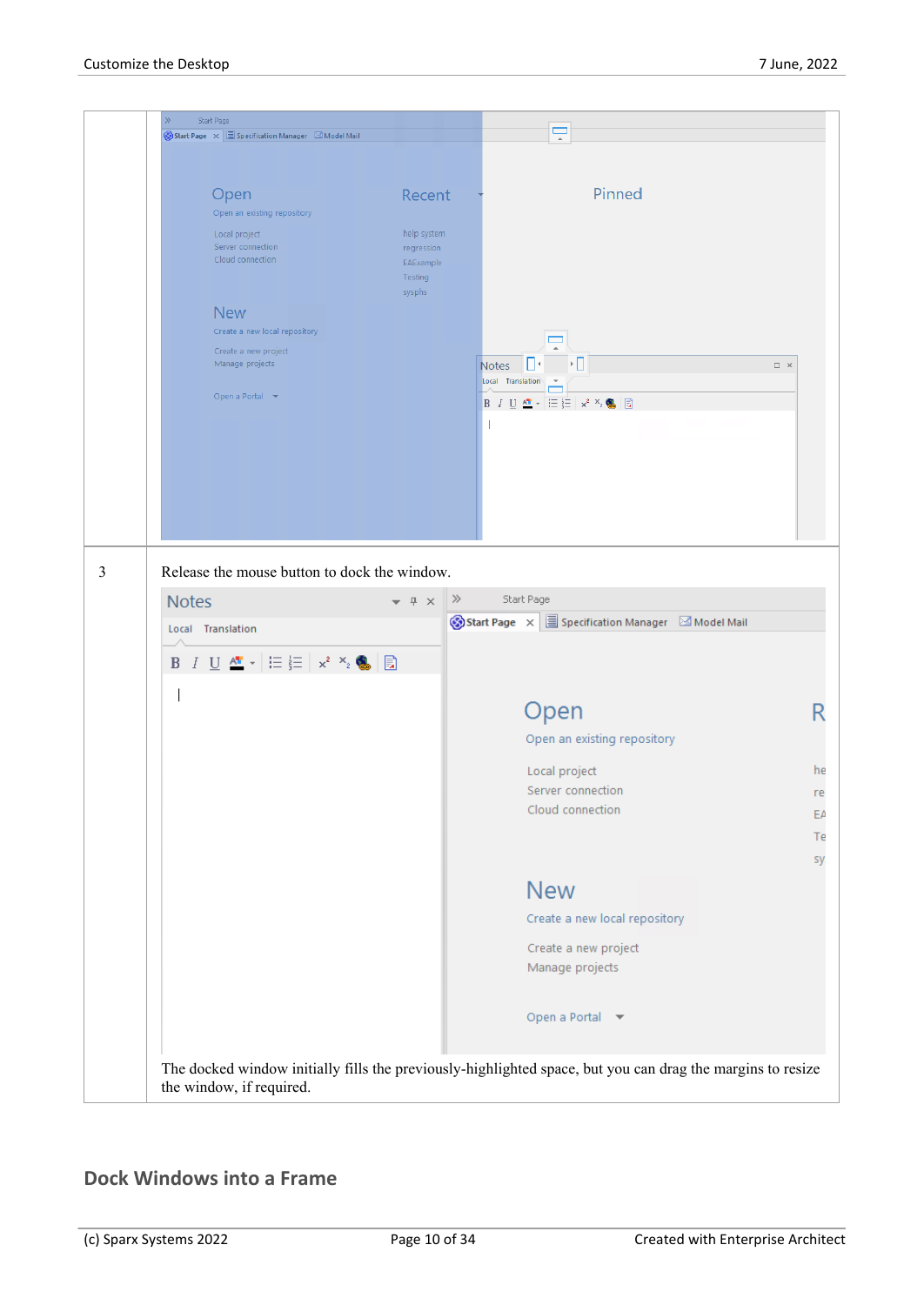| | |
|---|---|
| | |
| 3 | Release the mouse button to dock the window.<br><br>The docked window initially fills the previously-highlighted space, but you can drag the margins to resize the window, if required. |

## Dock Windows into a Frame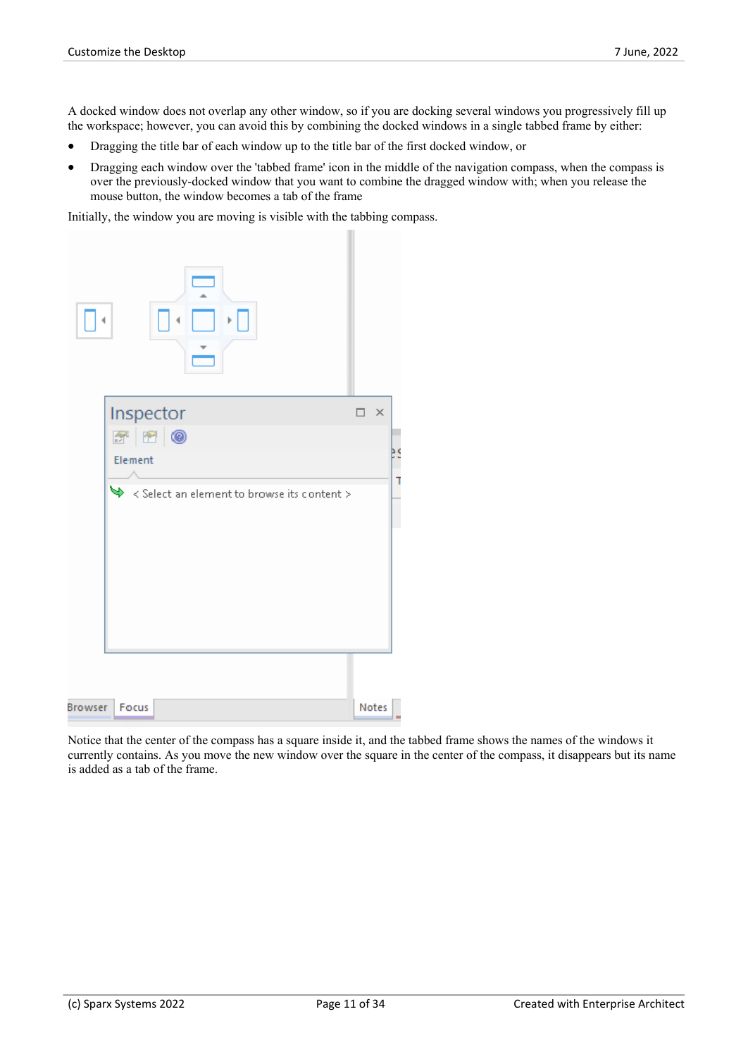A docked window does not overlap any other window, so if you are docking several windows you progressively fill up the workspace; however, you can avoid this by combining the docked windows in a single tabbed frame by either:

- Dragging the title bar of each window up to the title bar of the first docked window, or
- Dragging each window over the 'tabbed frame' icon in the middle of the navigation compass, when the compass is over the previously-docked window that you want to combine the dragged window with; when you release the mouse button, the window becomes a tab of the frame

Initially, the window you are moving is visible with the tabbing compass.

Notice that the center of the compass has a square inside it, and the tabbed frame shows the names of the windows it currently contains. As you move the new window over the square in the center of the compass, it disappears but its name is added as a tab of the frame.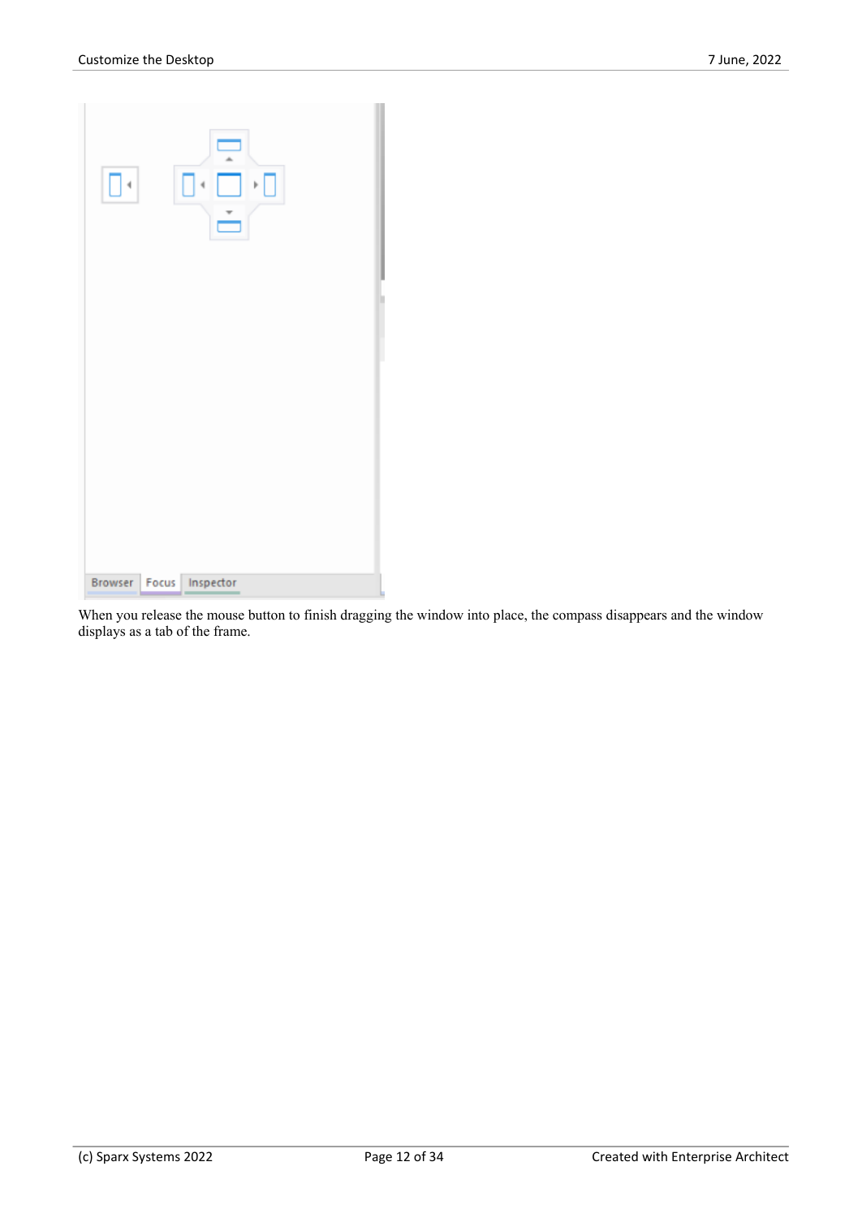When you release the mouse button to finish dragging the window into place, the compass disappears and the window displays as a tab of the frame.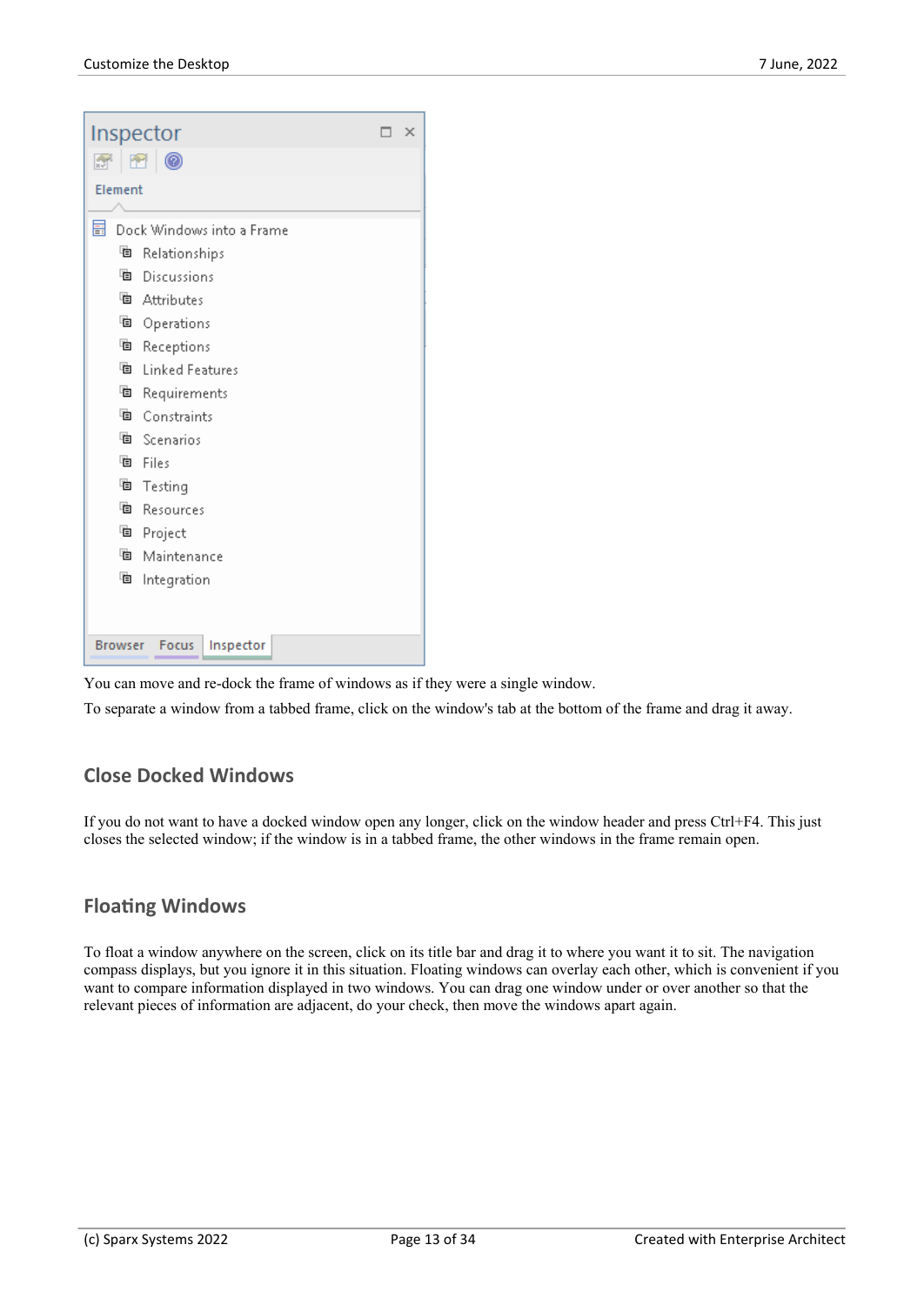You can move and re-dock the frame of windows as if they were a single window.

To separate a window from a tabbed frame, click on the window's tab at the bottom of the frame and drag it away.

## Close Docked Windows

If you do not want to have a docked window open any longer, click on the window header and press Ctrl+F4. This just closes the selected window; if the window is in a tabbed frame, the other windows in the frame remain open.

## Floating Windows

To float a window anywhere on the screen, click on its title bar and drag it to where you want it to sit. The navigation compass displays, but you ignore it in this situation. Floating windows can overlay each other, which is convenient if you want to compare information displayed in two windows. You can drag one window under or over another so that the relevant pieces of information are adjacent, do your check, then move the windows apart again.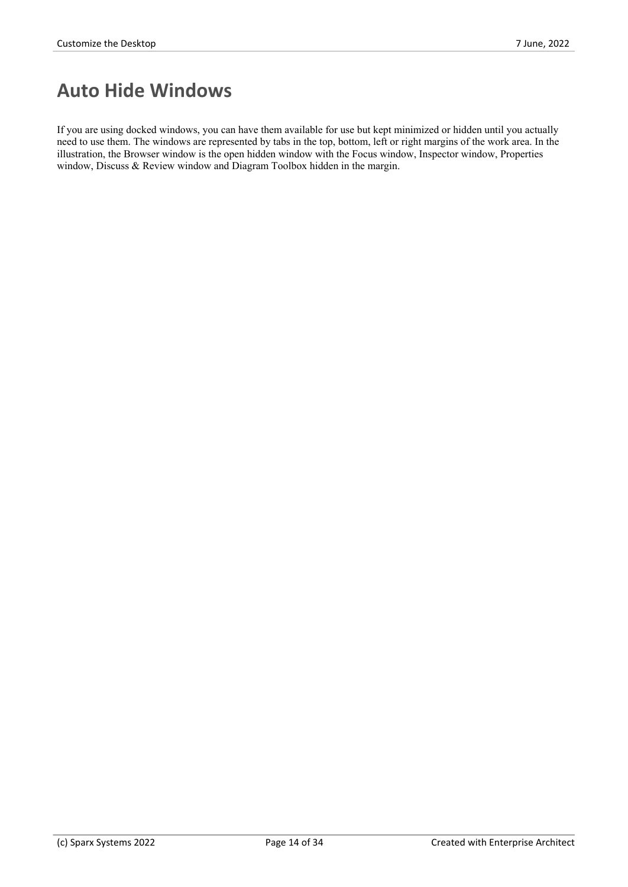# Auto Hide Windows

If you are using docked windows, you can have them available for use but kept minimized or hidden until you actually need to use them. The windows are represented by tabs in the top, bottom, left or right margins of the work area. In the illustration, the Browser window is the open hidden window with the Focus window, Inspector window, Properties window, Discuss & Review window and Diagram Toolbox hidden in the margin.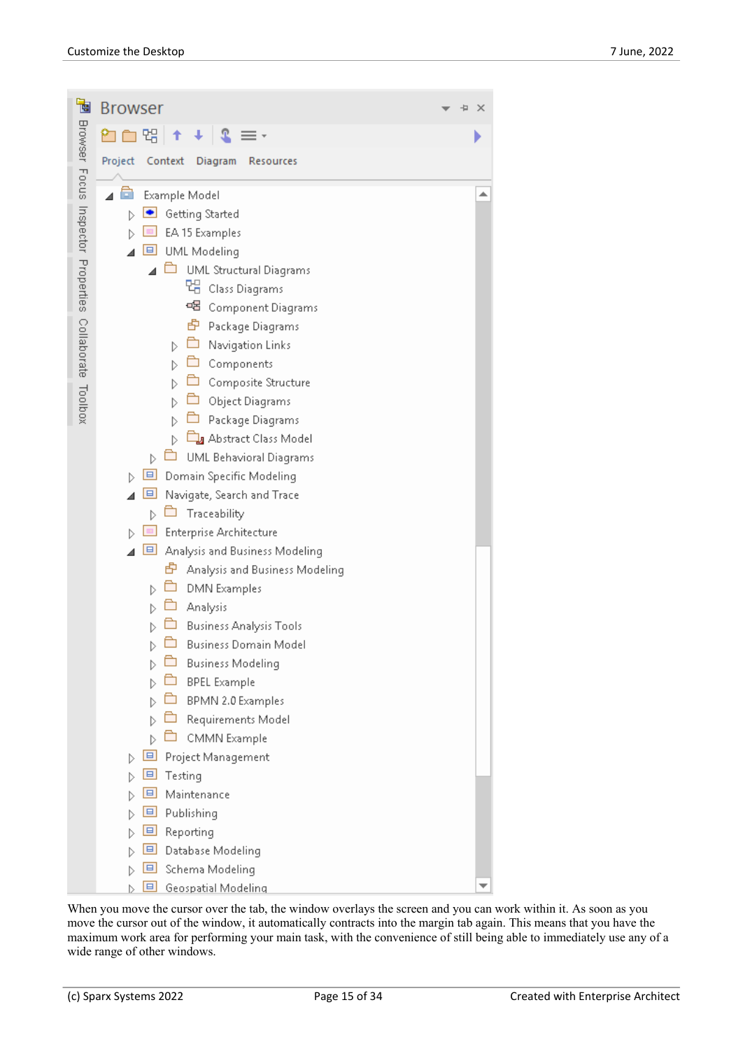When you move the cursor over the tab, the window overlays the screen and you can work within it. As soon as you move the cursor out of the window, it automatically contracts into the margin tab again. This means that you have the maximum work area for performing your main task, with the convenience of still being able to immediately use any of a wide range of other windows.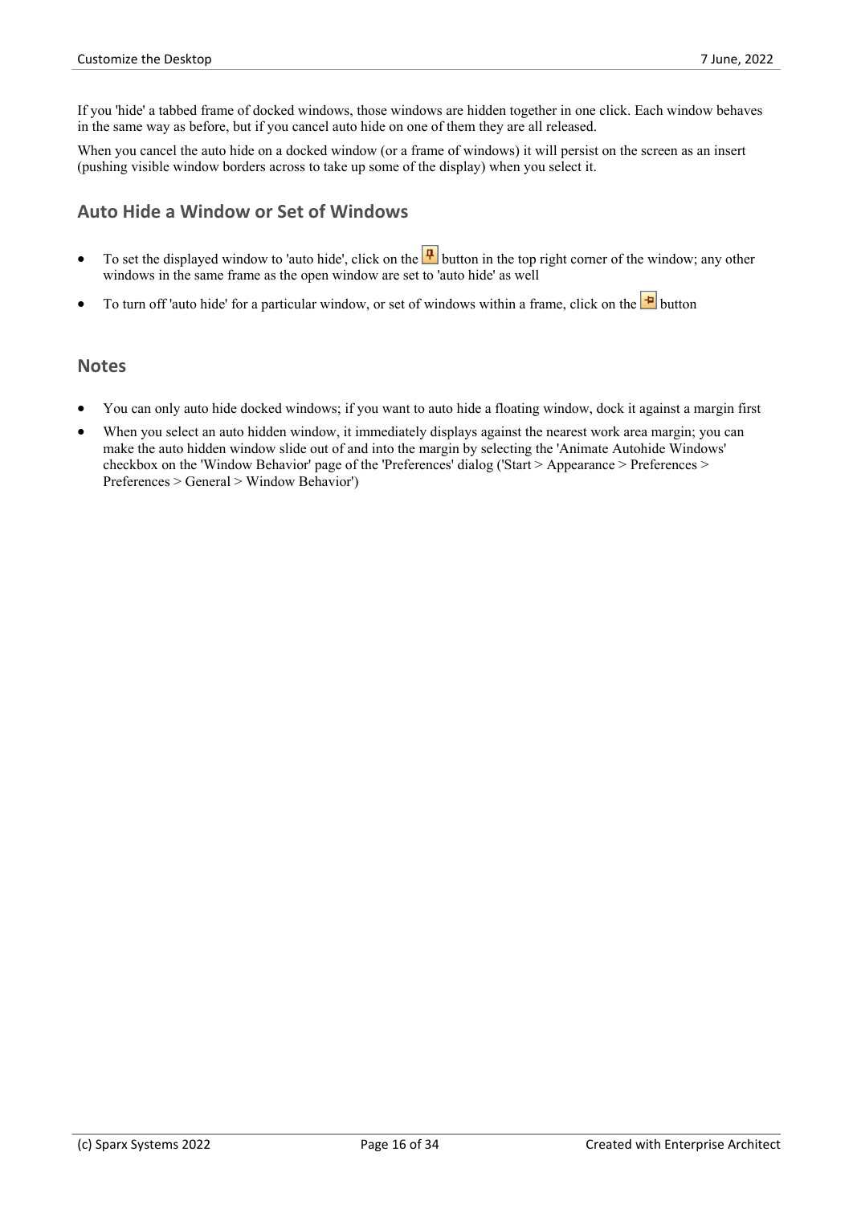If you 'hide' a tabbed frame of docked windows, those windows are hidden together in one click. Each window behaves in the same way as before, but if you cancel auto hide on one of them they are all released.

When you cancel the auto hide on a docked window (or a frame of windows) it will persist on the screen as an insert (pushing visible window borders across to take up some of the display) when you select it.

## Auto Hide a Window or Set of Windows

- To set the displayed window to 'auto hide', click on the button in the top right corner of the window; any other windows in the same frame as the open window are set to 'auto hide' as well
- To turn off 'auto hide' for a particular window, or set of windows within a frame, click on the button

## Notes

- You can only auto hide docked windows; if you want to auto hide a floating window, dock it against a margin first
- When you select an auto hidden window, it immediately displays against the nearest work area margin; you can make the auto hidden window slide out of and into the margin by selecting the 'Animate Autohide Windows' checkbox on the 'Window Behavior' page of the 'Preferences' dialog ('Start > Appearance > Preferences > Preferences > General > Window Behavior')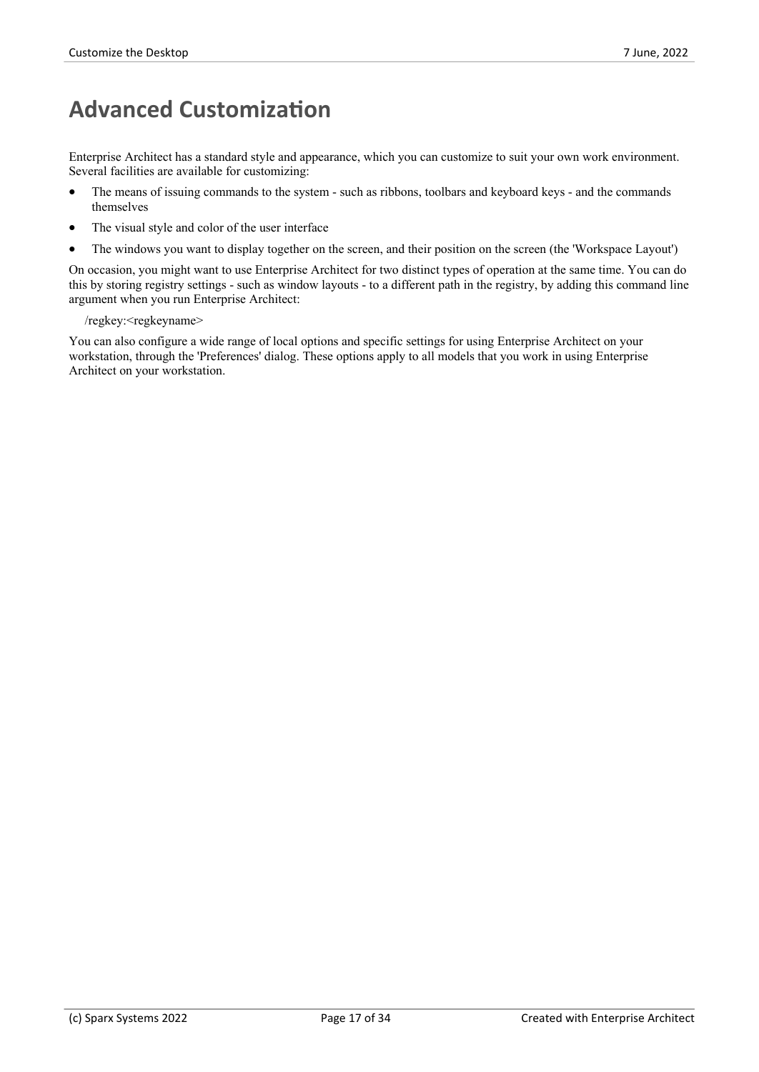# Advanced Customization

Enterprise Architect has a standard style and appearance, which you can customize to suit your own work environment. Several facilities are available for customizing:

- The means of issuing commands to the system - such as ribbons, toolbars and keyboard keys - and the commands themselves
- The visual style and color of the user interface
- The windows you want to display together on the screen, and their position on the screen (the 'Workspace Layout')

On occasion, you might want to use Enterprise Architect for two distinct types of operation at the same time. You can do this by storing registry settings - such as window layouts - to a different path in the registry, by adding this command line argument when you run Enterprise Architect:

```
/regkey:<regkeyname>
```

You can also configure a wide range of local options and specific settings for using Enterprise Architect on your workstation, through the 'Preferences' dialog. These options apply to all models that you work in using Enterprise Architect on your workstation.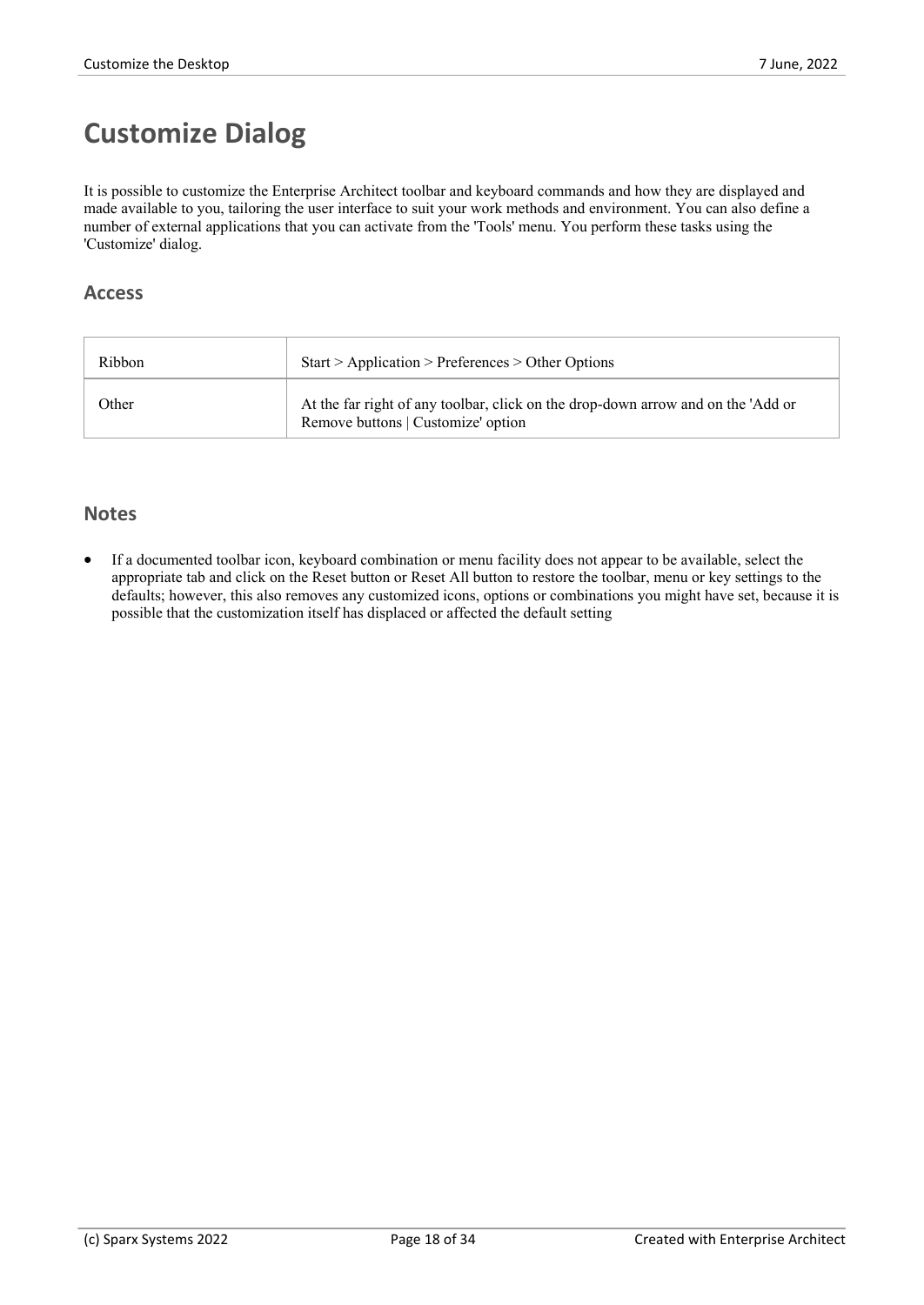# Customize Dialog

It is possible to customize the Enterprise Architect toolbar and keyboard commands and how they are displayed and made available to you, tailoring the user interface to suit your work methods and environment. You can also define a number of external applications that you can activate from the 'Tools' menu. You perform these tasks using the 'Customize' dialog.

## Access

| | |
|---|---|
| Ribbon | Start > Application > Preferences > Other Options |
| Other | At the far right of any toolbar, click on the drop-down arrow and on the 'Add or Remove buttons \| Customize' option |

## Notes

- If a documented toolbar icon, keyboard combination or menu facility does not appear to be available, select the appropriate tab and click on the Reset button or Reset All button to restore the toolbar, menu or key settings to the defaults; however, this also removes any customized icons, options or combinations you might have set, because it is possible that the customization itself has displaced or affected the default setting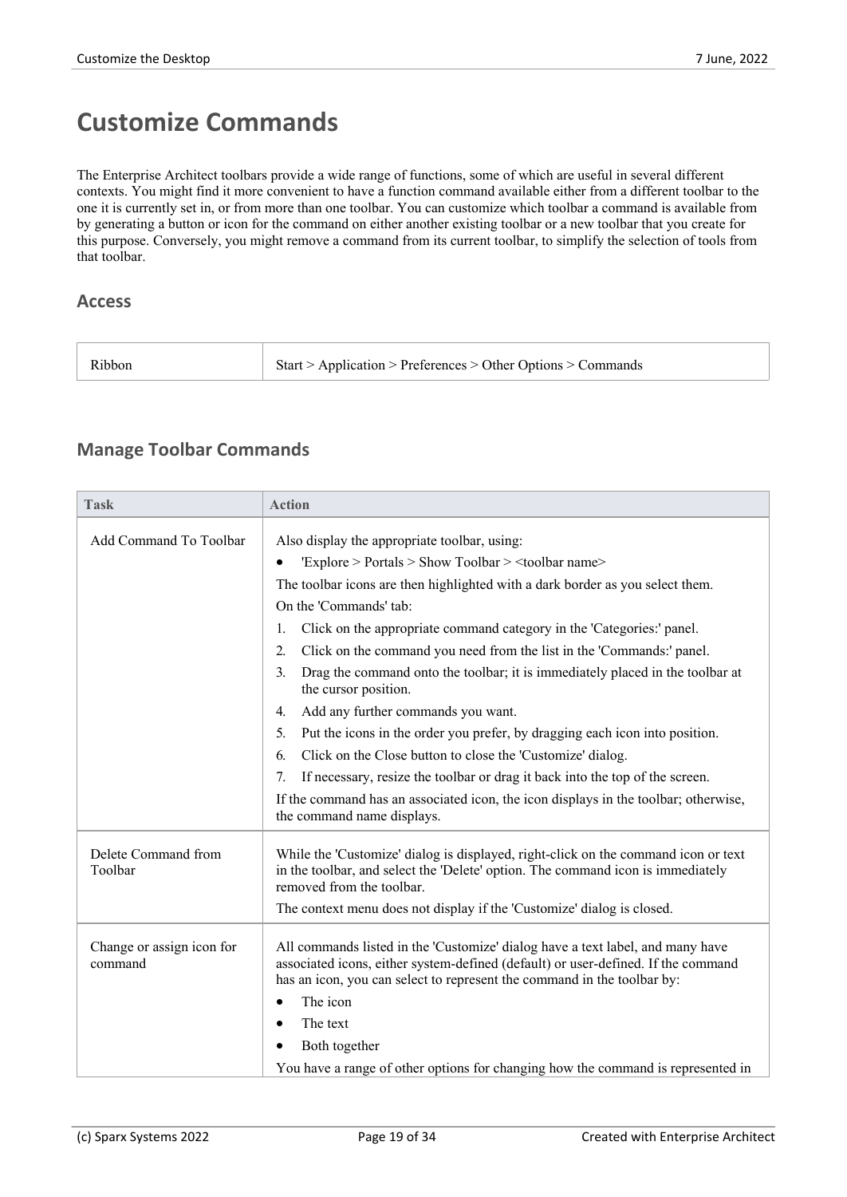# Customize Commands

The Enterprise Architect toolbars provide a wide range of functions, some of which are useful in several different contexts. You might find it more convenient to have a function command available either from a different toolbar to the one it is currently set in, or from more than one toolbar. You can customize which toolbar a command is available from by generating a button or icon for the command on either another existing toolbar or a new toolbar that you create for this purpose. Conversely, you might remove a command from its current toolbar, to simplify the selection of tools from that toolbar.

## Access

| | |
|---|---|
| Ribbon | Start > Application > Preferences > Other Options > Commands |

## Manage Toolbar Commands

| Task | Action |
|---|---|
| Add Command To Toolbar | Also display the appropriate toolbar, using:<br>• 'Explore > Portals > Show Toolbar > <toolbar name><br>The toolbar icons are then highlighted with a dark border as you select them.<br>On the 'Commands' tab:<br>1. Click on the appropriate command category in the 'Categories:' panel.<br>2. Click on the command you need from the list in the 'Commands:' panel.<br>3. Drag the command onto the toolbar; it is immediately placed in the toolbar at the cursor position.<br>4. Add any further commands you want.<br>5. Put the icons in the order you prefer, by dragging each icon into position.<br>6. Click on the Close button to close the 'Customize' dialog.<br>7. If necessary, resize the toolbar or drag it back into the top of the screen.<br>If the command has an associated icon, the icon displays in the toolbar; otherwise, the command name displays. |
| Delete Command from Toolbar | While the 'Customize' dialog is displayed, right-click on the command icon or text in the toolbar, and select the 'Delete' option. The command icon is immediately removed from the toolbar.<br>The context menu does not display if the 'Customize' dialog is closed. |
| Change or assign icon for command | All commands listed in the 'Customize' dialog have a text label, and many have associated icons, either system-defined (default) or user-defined. If the command has an icon, you can select to represent the command in the toolbar by:<br>• The icon<br>• The text<br>• Both together<br>You have a range of other options for changing how the command is represented in |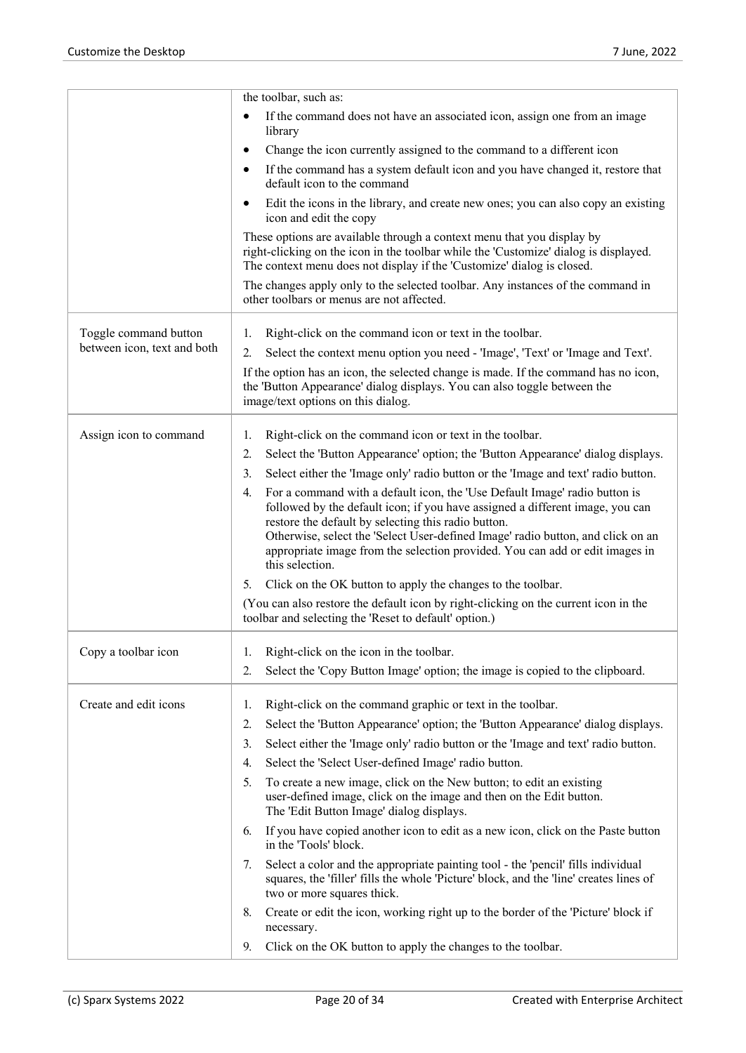| | |
|---|---|
| | the toolbar, such as:<br>• If the command does not have an associated icon, assign one from an image library<br>• Change the icon currently assigned to the command to a different icon<br>• If the command has a system default icon and you have changed it, restore that default icon to the command<br>• Edit the icons in the library, and create new ones; you can also copy an existing icon and edit the copy<br><br>These options are available through a context menu that you display by right-clicking on the icon in the toolbar while the 'Customize' dialog is displayed. The context menu does not display if the 'Customize' dialog is closed.<br><br>The changes apply only to the selected toolbar. Any instances of the command in other toolbars or menus are not affected. |
| Toggle command button between icon, text and both | 1. Right-click on the command icon or text in the toolbar.<br>2. Select the context menu option you need - 'Image', 'Text' or 'Image and Text'.<br><br>If the option has an icon, the selected change is made. If the command has no icon, the 'Button Appearance' dialog displays. You can also toggle between the image/text options on this dialog. |
| Assign icon to command | 1. Right-click on the command icon or text in the toolbar.<br>2. Select the 'Button Appearance' option; the 'Button Appearance' dialog displays.<br>3. Select either the 'Image only' radio button or the 'Image and text' radio button.<br>4. For a command with a default icon, the 'Use Default Image' radio button is followed by the default icon; if you have assigned a different image, you can restore the default by selecting this radio button.<br>Otherwise, select the 'Select User-defined Image' radio button, and click on an appropriate image from the selection provided. You can add or edit images in this selection.<br>5. Click on the OK button to apply the changes to the toolbar.<br><br>(You can also restore the default icon by right-clicking on the current icon in the toolbar and selecting the 'Reset to default' option.) |
| Copy a toolbar icon | 1. Right-click on the icon in the toolbar.<br>2. Select the 'Copy Button Image' option; the image is copied to the clipboard. |
| Create and edit icons | 1. Right-click on the command graphic or text in the toolbar.<br>2. Select the 'Button Appearance' option; the 'Button Appearance' dialog displays.<br>3. Select either the 'Image only' radio button or the 'Image and text' radio button.<br>4. Select the 'Select User-defined Image' radio button.<br>5. To create a new image, click on the New button; to edit an existing user-defined image, click on the image and then on the Edit button.<br>The 'Edit Button Image' dialog displays.<br>6. If you have copied another icon to edit as a new icon, click on the Paste button in the 'Tools' block.<br>7. Select a color and the appropriate painting tool - the 'pencil' fills individual squares, the 'filler' fills the whole 'Picture' block, and the 'line' creates lines of two or more squares thick.<br>8. Create or edit the icon, working right up to the border of the 'Picture' block if necessary.<br>9. Click on the OK button to apply the changes to the toolbar. |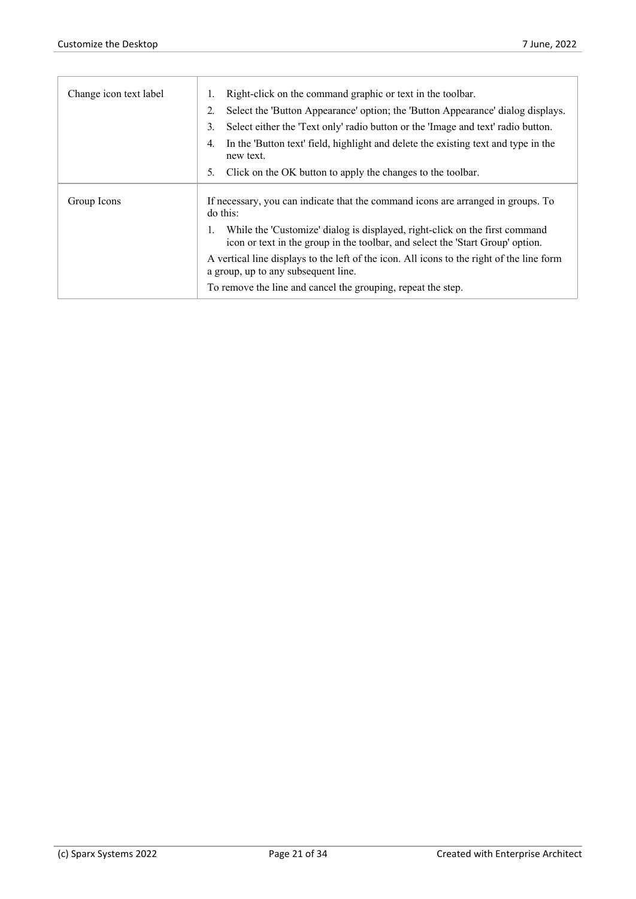| | |
|---|---|
| Change icon text label | 1. Right-click on the command graphic or text in the toolbar.<br>2. Select the 'Button Appearance' option; the 'Button Appearance' dialog displays.<br>3. Select either the 'Text only' radio button or the 'Image and text' radio button.<br>4. In the 'Button text' field, highlight and delete the existing text and type in the new text.<br>5. Click on the OK button to apply the changes to the toolbar. |
| Group Icons | If necessary, you can indicate that the command icons are arranged in groups. To do this:<br>1. While the 'Customize' dialog is displayed, right-click on the first command icon or text in the group in the toolbar, and select the 'Start Group' option.<br>A vertical line displays to the left of the icon. All icons to the right of the line form a group, up to any subsequent line.<br>To remove the line and cancel the grouping, repeat the step. |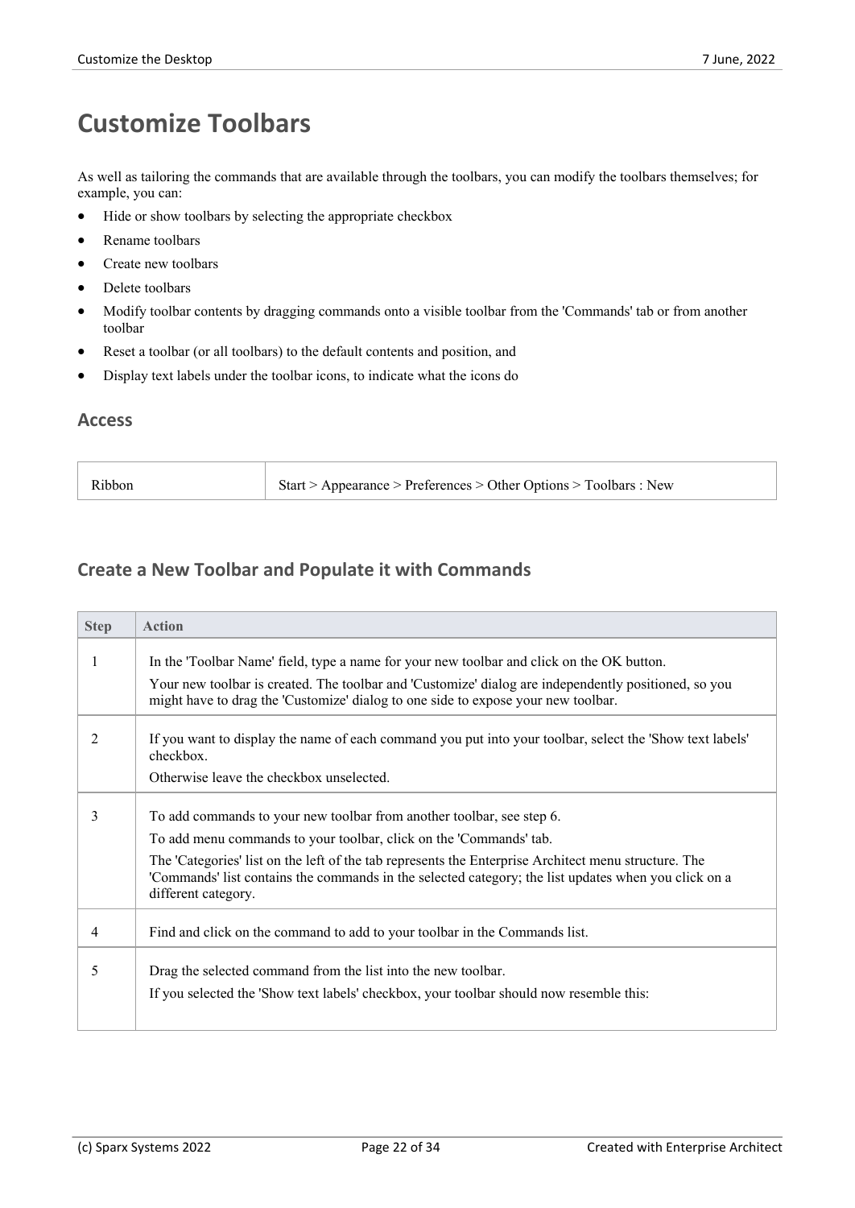# Customize Toolbars

As well as tailoring the commands that are available through the toolbars, you can modify the toolbars themselves; for example, you can:

- Hide or show toolbars by selecting the appropriate checkbox
- Rename toolbars
- Create new toolbars
- Delete toolbars
- Modify toolbar contents by dragging commands onto a visible toolbar from the 'Commands' tab or from another toolbar
- Reset a toolbar (or all toolbars) to the default contents and position, and
- Display text labels under the toolbar icons, to indicate what the icons do

## Access

| | |
|---|---|
| Ribbon | Start > Appearance > Preferences > Other Options > Toolbars : New |

## Create a New Toolbar and Populate it with Commands

| Step | Action |
|---|---|
| 1 | In the 'Toolbar Name' field, type a name for your new toolbar and click on the OK button.<br>Your new toolbar is created. The toolbar and 'Customize' dialog are independently positioned, so you might have to drag the 'Customize' dialog to one side to expose your new toolbar. |
| 2 | If you want to display the name of each command you put into your toolbar, select the 'Show text labels' checkbox.<br>Otherwise leave the checkbox unselected. |
| 3 | To add commands to your new toolbar from another toolbar, see step 6.<br>To add menu commands to your toolbar, click on the 'Commands' tab.<br>The 'Categories' list on the left of the tab represents the Enterprise Architect menu structure. The 'Commands' list contains the commands in the selected category; the list updates when you click on a different category. |
| 4 | Find and click on the command to add to your toolbar in the Commands list. |
| 5 | Drag the selected command from the list into the new toolbar.<br>If you selected the 'Show text labels' checkbox, your toolbar should now resemble this: |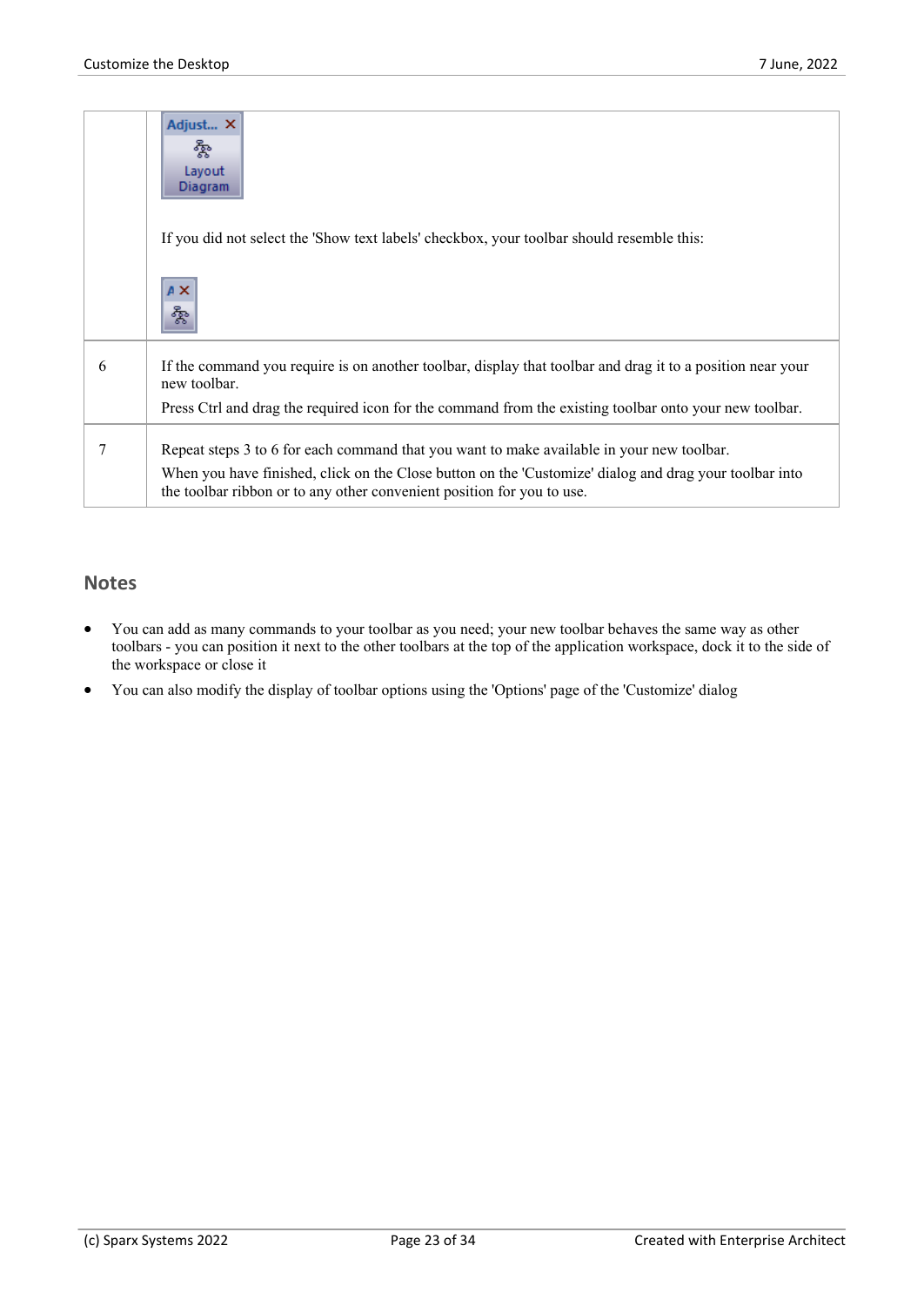| | |
|---|---|
| | Adjust... ✕ Layout Diagram<br><br>If you did not select the 'Show text labels' checkbox, your toolbar should resemble this: |
| 6 | If the command you require is on another toolbar, display that toolbar and drag it to a position near your new toolbar.<br>Press Ctrl and drag the required icon for the command from the existing toolbar onto your new toolbar. |
| 7 | Repeat steps 3 to 6 for each command that you want to make available in your new toolbar.<br>When you have finished, click on the Close button on the 'Customize' dialog and drag your toolbar into the toolbar ribbon or to any other convenient position for you to use. |

## Notes

- You can add as many commands to your toolbar as you need; your new toolbar behaves the same way as other toolbars - you can position it next to the other toolbars at the top of the application workspace, dock it to the side of the workspace or close it
- You can also modify the display of toolbar options using the 'Options' page of the 'Customize' dialog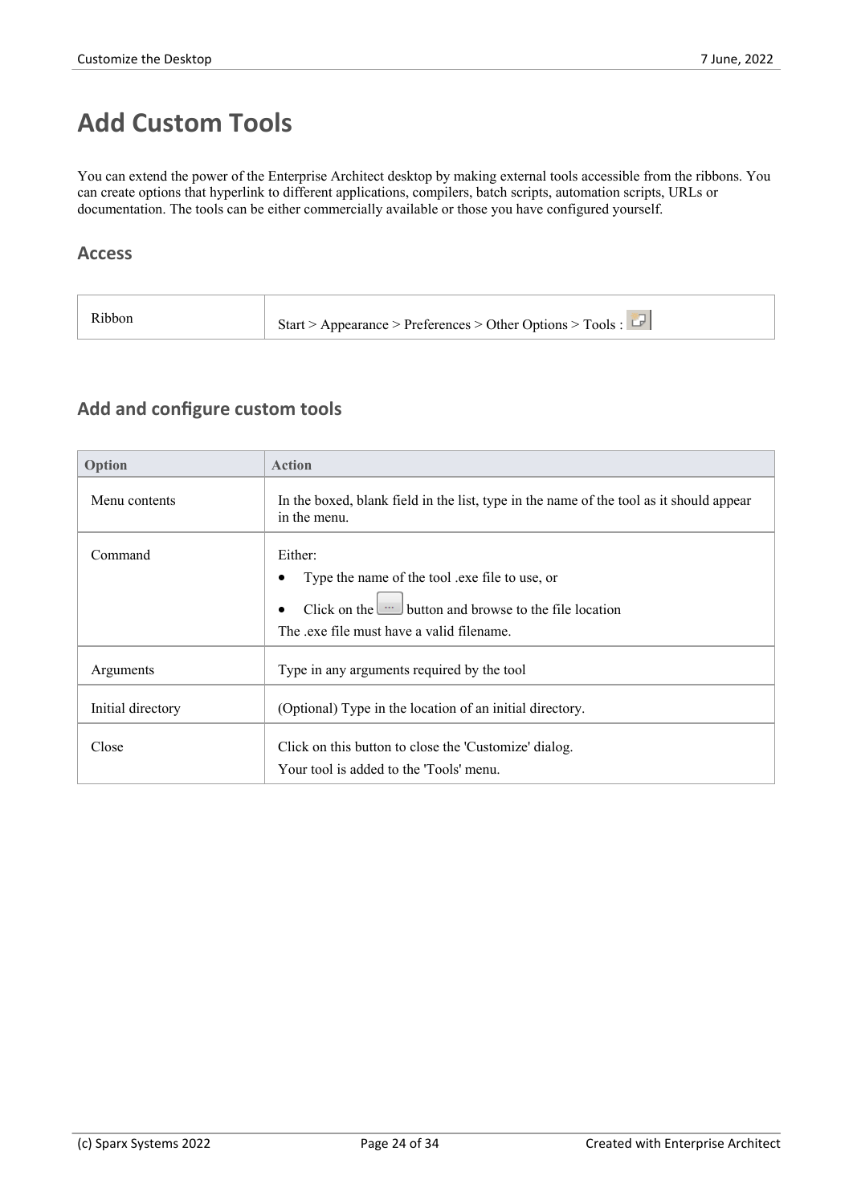# Add Custom Tools

You can extend the power of the Enterprise Architect desktop by making external tools accessible from the ribbons. You can create options that hyperlink to different applications, compilers, batch scripts, automation scripts, URLs or documentation. The tools can be either commercially available or those you have configured yourself.

## Access

| | |
|---|---|
| Ribbon | Start > Appearance > Preferences > Other Options > Tools : |

## Add and configure custom tools

| Option | Action |
|---|---|
| Menu contents | In the boxed, blank field in the list, type in the name of the tool as it should appear in the menu. |
| Command | Either:<br>• Type the name of the tool .exe file to use, or<br>• Click on the ... button and browse to the file location<br>The .exe file must have a valid filename. |
| Arguments | Type in any arguments required by the tool |
| Initial directory | (Optional) Type in the location of an initial directory. |
| Close | Click on this button to close the 'Customize' dialog.<br>Your tool is added to the 'Tools' menu. |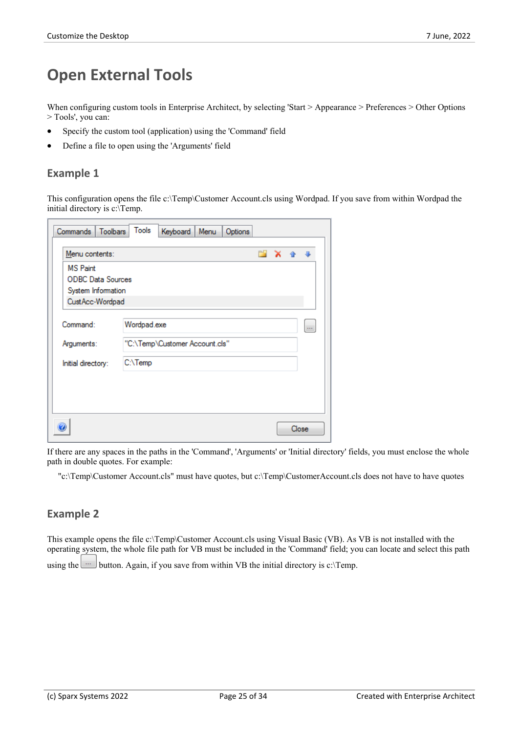# Open External Tools

When configuring custom tools in Enterprise Architect, by selecting 'Start > Appearance > Preferences > Other Options > Tools', you can:

- Specify the custom tool (application) using the 'Command' field
- Define a file to open using the 'Arguments' field

## Example 1

This configuration opens the file c:\Temp\Customer Account.cls using Wordpad. If you save from within Wordpad the initial directory is c:\Temp.

If there are any spaces in the paths in the 'Command', 'Arguments' or 'Initial directory' fields, you must enclose the whole path in double quotes. For example:

"c:\Temp\Customer Account.cls" must have quotes, but c:\Temp\CustomerAccount.cls does not have to have quotes

## Example 2

This example opens the file c:\Temp\Customer Account.cls using Visual Basic (VB). As VB is not installed with the operating system, the whole file path for VB must be included in the 'Command' field; you can locate and select this path using the ... button. Again, if you save from within VB the initial directory is c:\Temp.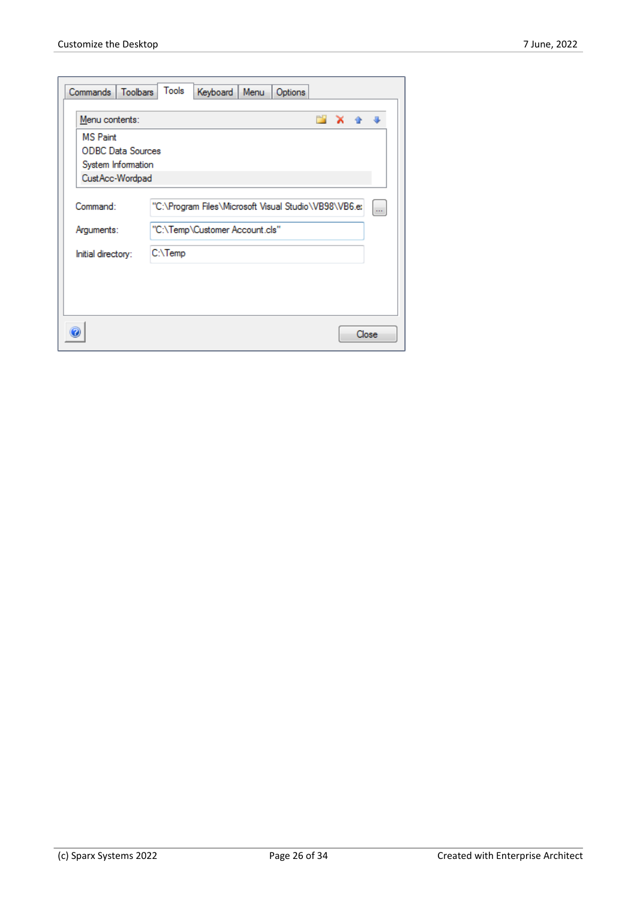Commands | Toolbars | Tools | Keyboard | Menu | Options

Menu contents:

- MS Paint
- ODBC Data Sources
- System Information
- CustAcc-Wordpad

Command: "C:\Program Files\Microsoft Visual Studio\VB98\VB6.e

Arguments: "C:\Temp\Customer Account.cls"

Initial directory: C:\Temp

Close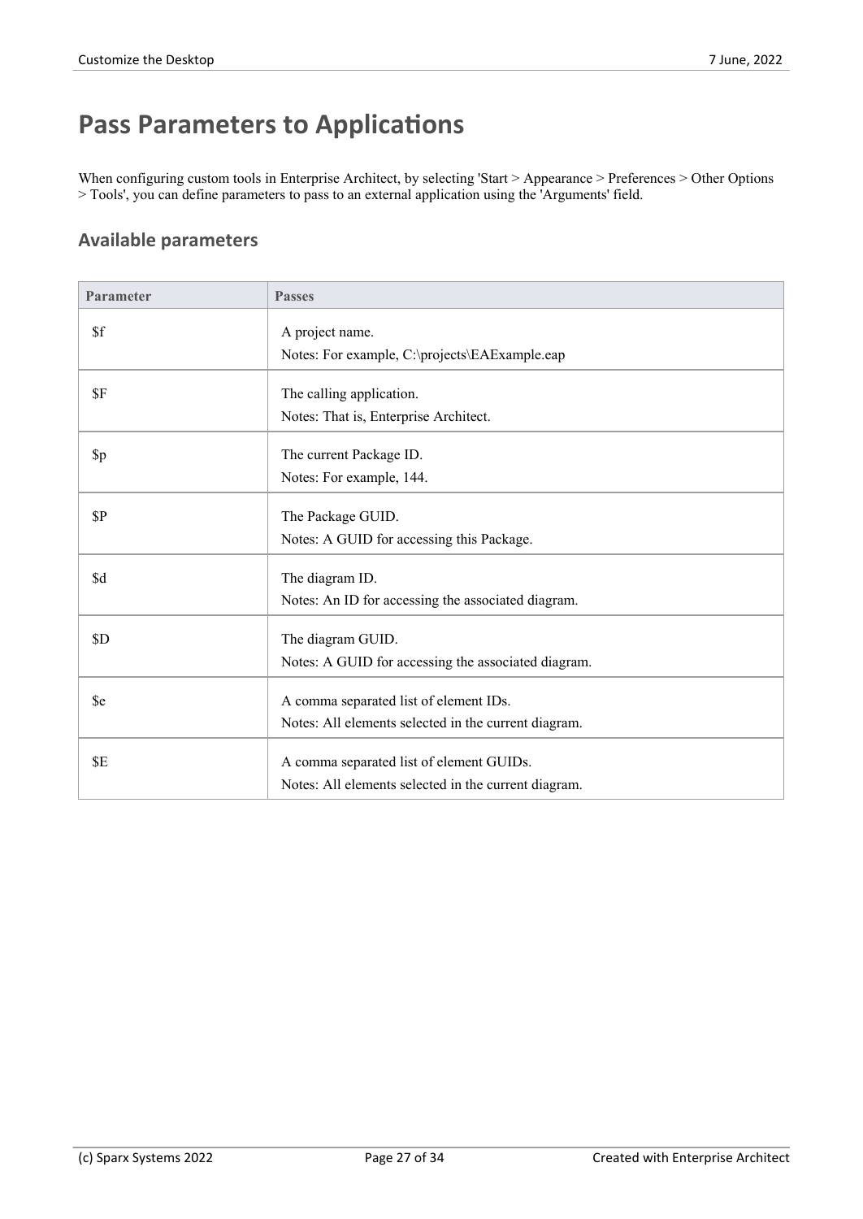# Pass Parameters to Applications

When configuring custom tools in Enterprise Architect, by selecting 'Start > Appearance > Preferences > Other Options > Tools', you can define parameters to pass to an external application using the 'Arguments' field.

## Available parameters

| Parameter | Passes |
|---|---|
| $f | A project name.<br>Notes: For example, C:\projects\EAExample.eap |
| $F | The calling application.<br>Notes: That is, Enterprise Architect. |
| $p | The current Package ID.<br>Notes: For example, 144. |
| $P | The Package GUID.<br>Notes: A GUID for accessing this Package. |
| $d | The diagram ID.<br>Notes: An ID for accessing the associated diagram. |
| $D | The diagram GUID.<br>Notes: A GUID for accessing the associated diagram. |
| $e | A comma separated list of element IDs.<br>Notes: All elements selected in the current diagram. |
| $E | A comma separated list of element GUIDs.<br>Notes: All elements selected in the current diagram. |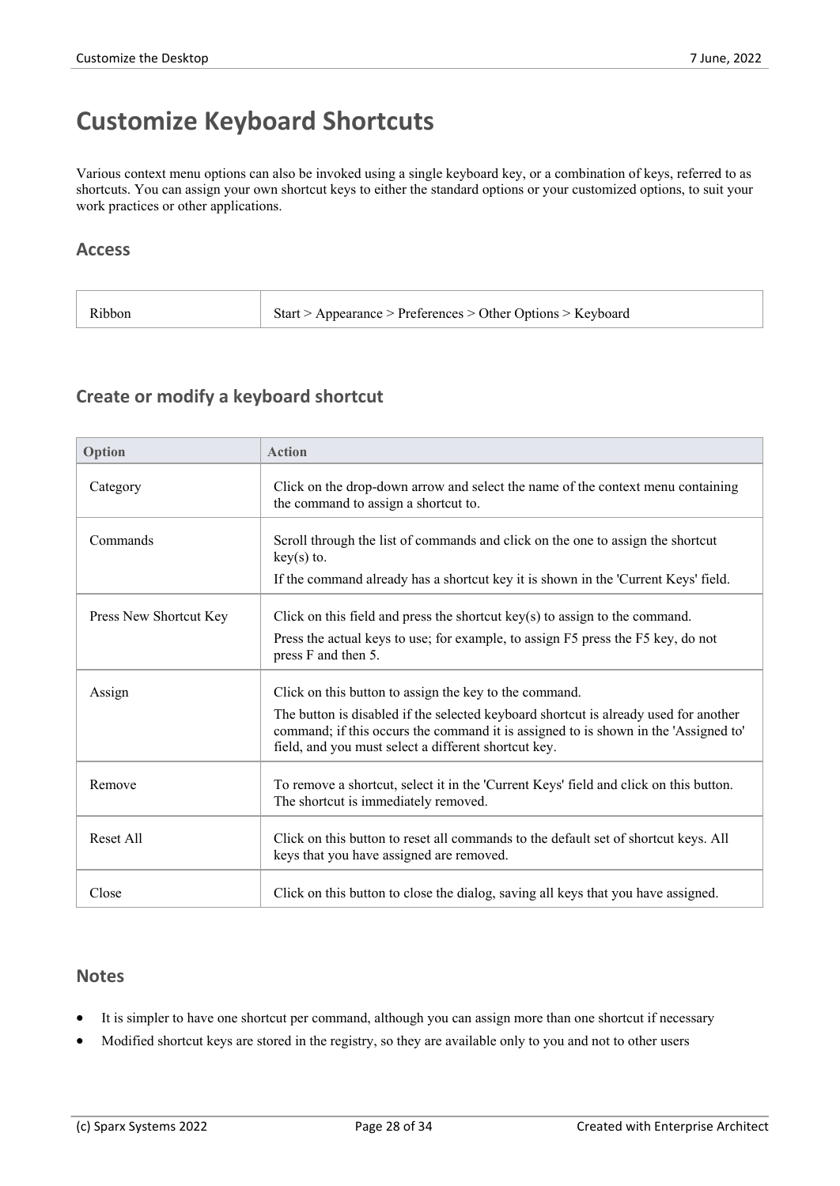# Customize Keyboard Shortcuts

Various context menu options can also be invoked using a single keyboard key, or a combination of keys, referred to as shortcuts. You can assign your own shortcut keys to either the standard options or your customized options, to suit your work practices or other applications.

## Access

| | |
|---|---|
| Ribbon | Start > Appearance > Preferences > Other Options > Keyboard |

## Create or modify a keyboard shortcut

| Option | Action |
|---|---|
| Category | Click on the drop-down arrow and select the name of the context menu containing the command to assign a shortcut to. |
| Commands | Scroll through the list of commands and click on the one to assign the shortcut key(s) to.<br>If the command already has a shortcut key it is shown in the 'Current Keys' field. |
| Press New Shortcut Key | Click on this field and press the shortcut key(s) to assign to the command.<br>Press the actual keys to use; for example, to assign F5 press the F5 key, do not press F and then 5. |
| Assign | Click on this button to assign the key to the command.<br>The button is disabled if the selected keyboard shortcut is already used for another command; if this occurs the command it is assigned to is shown in the 'Assigned to' field, and you must select a different shortcut key. |
| Remove | To remove a shortcut, select it in the 'Current Keys' field and click on this button. The shortcut is immediately removed. |
| Reset All | Click on this button to reset all commands to the default set of shortcut keys. All keys that you have assigned are removed. |
| Close | Click on this button to close the dialog, saving all keys that you have assigned. |

## Notes

- It is simpler to have one shortcut per command, although you can assign more than one shortcut if necessary
- Modified shortcut keys are stored in the registry, so they are available only to you and not to other users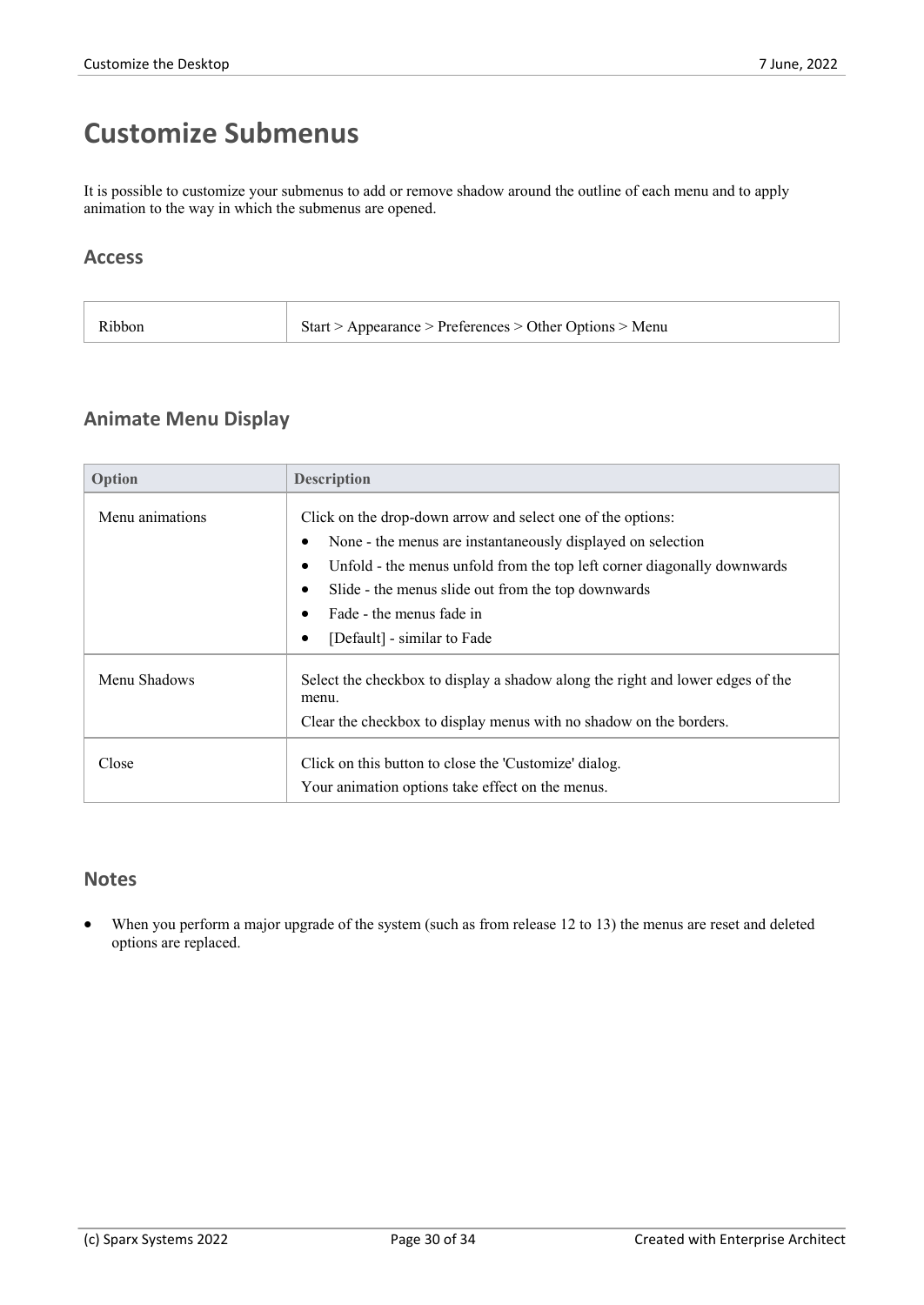# Customize Submenus

It is possible to customize your submenus to add or remove shadow around the outline of each menu and to apply animation to the way in which the submenus are opened.

## Access

| | |
|---|---|
| Ribbon | Start > Appearance > Preferences > Other Options > Menu |

## Animate Menu Display

| Option | Description |
|---|---|
| Menu animations | Click on the drop-down arrow and select one of the options:<br>• None - the menus are instantaneously displayed on selection<br>• Unfold - the menus unfold from the top left corner diagonally downwards<br>• Slide - the menus slide out from the top downwards<br>• Fade - the menus fade in<br>• [Default] - similar to Fade |
| Menu Shadows | Select the checkbox to display a shadow along the right and lower edges of the menu.<br>Clear the checkbox to display menus with no shadow on the borders. |
| Close | Click on this button to close the 'Customize' dialog.<br>Your animation options take effect on the menus. |

## Notes

- When you perform a major upgrade of the system (such as from release 12 to 13) the menus are reset and deleted options are replaced.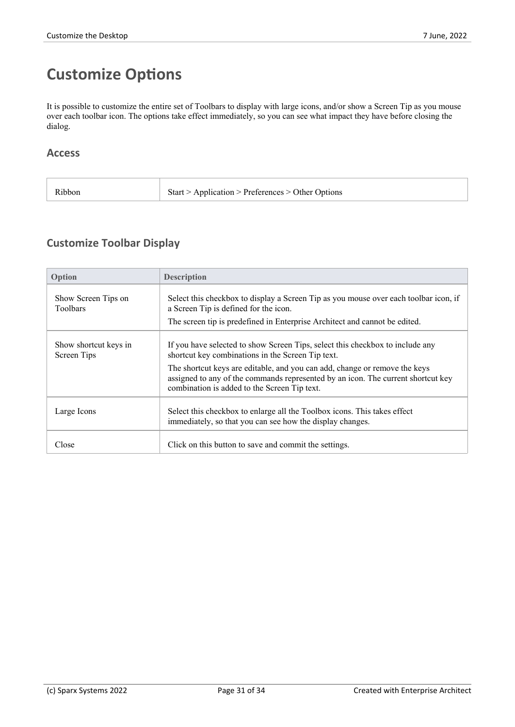# Customize Options

It is possible to customize the entire set of Toolbars to display with large icons, and/or show a Screen Tip as you mouse over each toolbar icon. The options take effect immediately, so you can see what impact they have before closing the dialog.

## Access

| | |
|---|---|
| Ribbon | Start > Application > Preferences > Other Options |

## Customize Toolbar Display

| Option | Description |
|---|---|
| Show Screen Tips on Toolbars | Select this checkbox to display a Screen Tip as you mouse over each toolbar icon, if a Screen Tip is defined for the icon.<br>The screen tip is predefined in Enterprise Architect and cannot be edited. |
| Show shortcut keys in Screen Tips | If you have selected to show Screen Tips, select this checkbox to include any shortcut key combinations in the Screen Tip text.<br>The shortcut keys are editable, and you can add, change or remove the keys assigned to any of the commands represented by an icon. The current shortcut key combination is added to the Screen Tip text. |
| Large Icons | Select this checkbox to enlarge all the Toolbox icons. This takes effect immediately, so that you can see how the display changes. |
| Close | Click on this button to save and commit the settings. |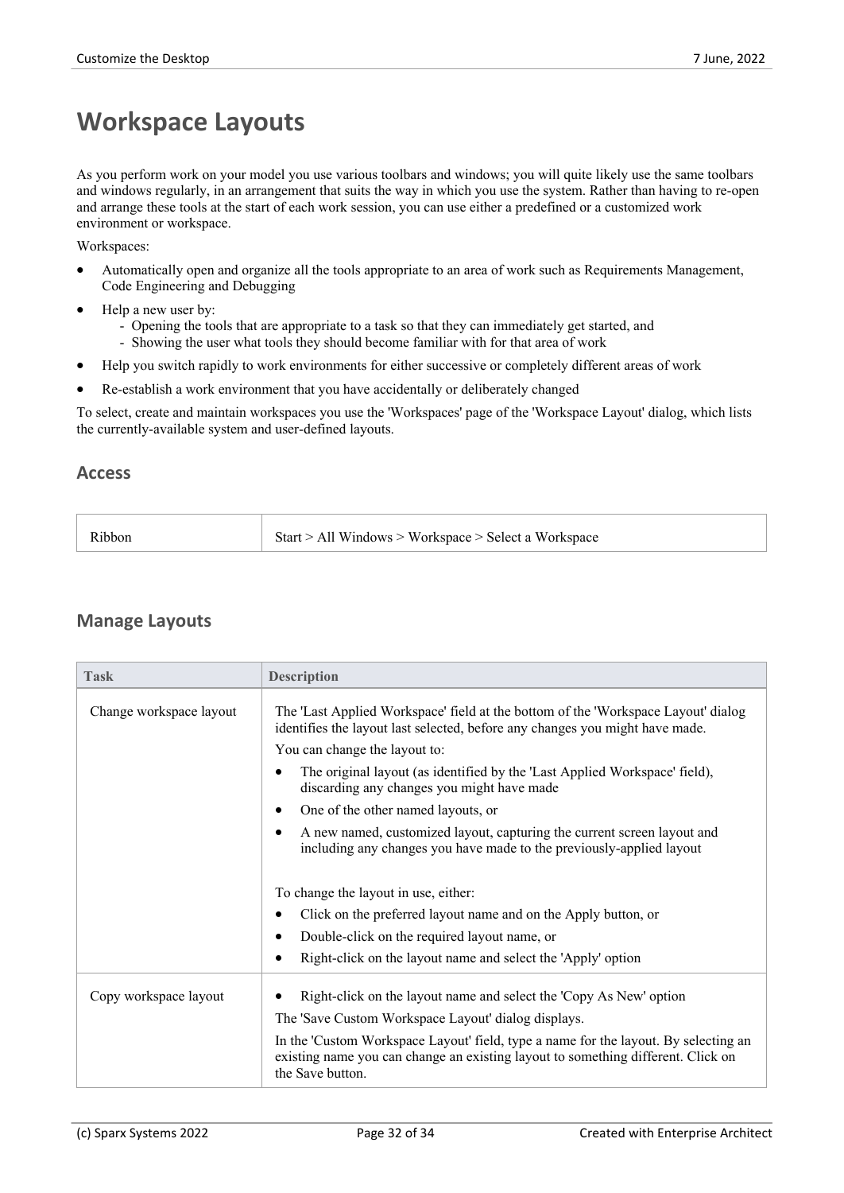# Workspace Layouts

As you perform work on your model you use various toolbars and windows; you will quite likely use the same toolbars and windows regularly, in an arrangement that suits the way in which you use the system. Rather than having to re-open and arrange these tools at the start of each work session, you can use either a predefined or a customized work environment or workspace.

Workspaces:

- Automatically open and organize all the tools appropriate to an area of work such as Requirements Management, Code Engineering and Debugging
- Help a new user by:
  - Opening the tools that are appropriate to a task so that they can immediately get started, and
  - Showing the user what tools they should become familiar with for that area of work
- Help you switch rapidly to work environments for either successive or completely different areas of work
- Re-establish a work environment that you have accidentally or deliberately changed

To select, create and maintain workspaces you use the 'Workspaces' page of the 'Workspace Layout' dialog, which lists the currently-available system and user-defined layouts.

## Access

| | |
|---|---|
| Ribbon | Start > All Windows > Workspace > Select a Workspace |

## Manage Layouts

| Task | Description |
|---|---|
| Change workspace layout | The 'Last Applied Workspace' field at the bottom of the 'Workspace Layout' dialog identifies the layout last selected, before any changes you might have made.<br><br>You can change the layout to:<br>• The original layout (as identified by the 'Last Applied Workspace' field), discarding any changes you might have made<br>• One of the other named layouts, or<br>• A new named, customized layout, capturing the current screen layout and including any changes you have made to the previously-applied layout<br><br>To change the layout in use, either:<br>• Click on the preferred layout name and on the Apply button, or<br>• Double-click on the required layout name, or<br>• Right-click on the layout name and select the 'Apply' option |
| Copy workspace layout | • Right-click on the layout name and select the 'Copy As New' option<br><br>The 'Save Custom Workspace Layout' dialog displays.<br><br>In the 'Custom Workspace Layout' field, type a name for the layout. By selecting an existing name you can change an existing layout to something different. Click on the Save button. |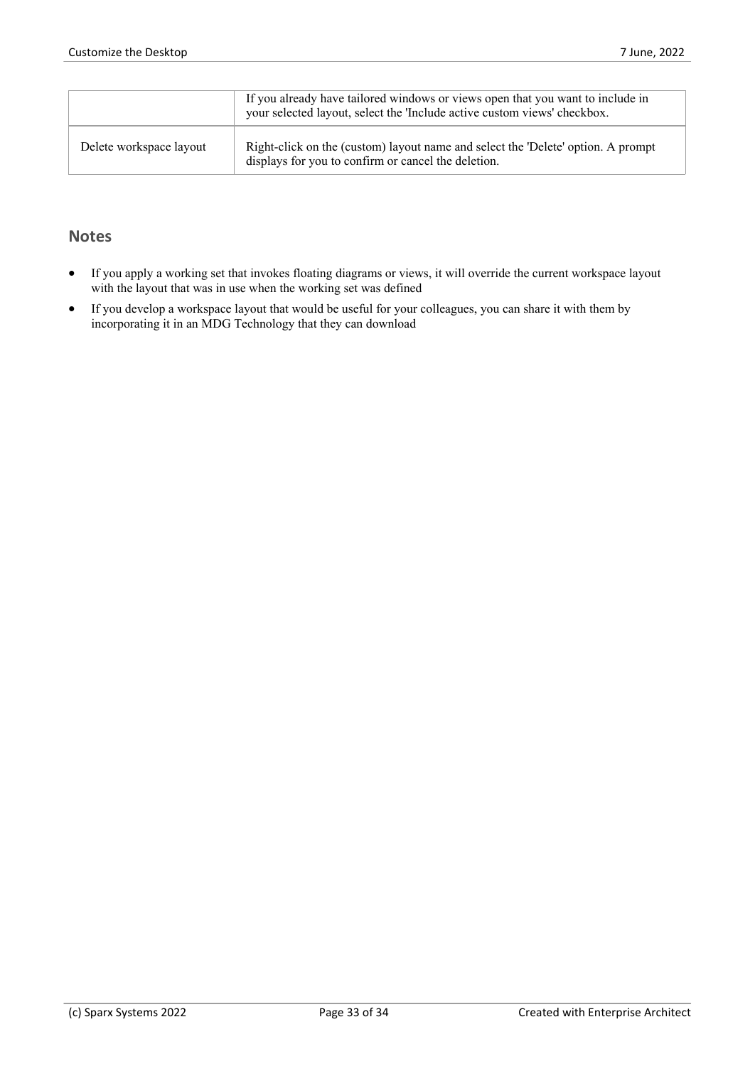| | |
|---|---|
| | If you already have tailored windows or views open that you want to include in your selected layout, select the 'Include active custom views' checkbox. |
| Delete workspace layout | Right-click on the (custom) layout name and select the 'Delete' option. A prompt displays for you to confirm or cancel the deletion. |

## Notes

- If you apply a working set that invokes floating diagrams or views, it will override the current workspace layout with the layout that was in use when the working set was defined
- If you develop a workspace layout that would be useful for your colleagues, you can share it with them by incorporating it in an MDG Technology that they can download